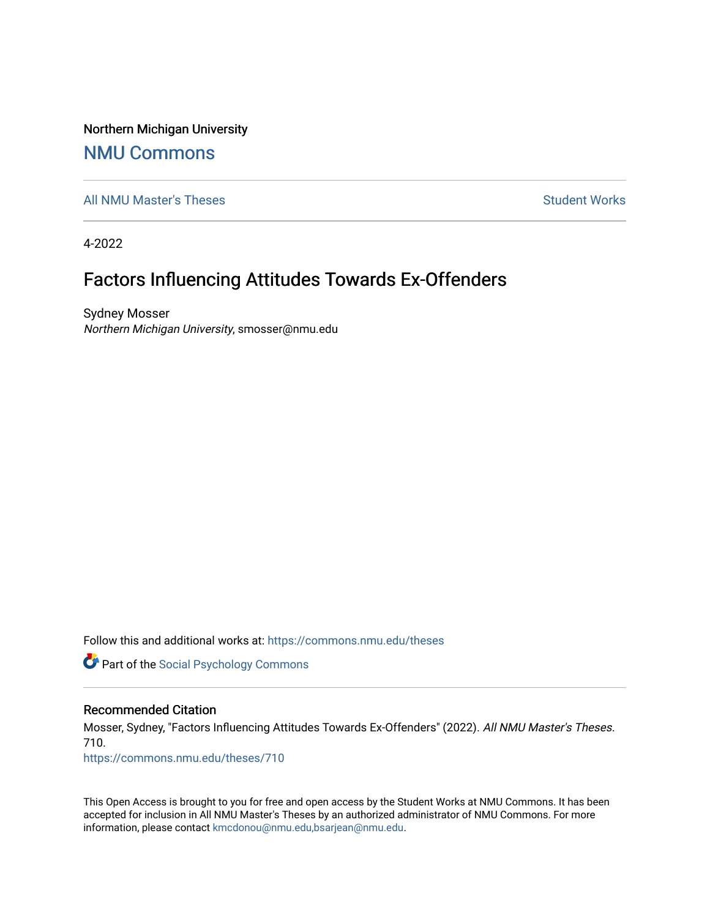Northern Michigan University

# NMU Commons

All NMU Master's Theses

Student Works

4-2022

## Factors Influencing Attitudes Towards Ex-Offenders

Sydney Mosser
*Northern Michigan University*, smosser@nmu.edu

Follow this and additional works at: https://commons.nmu.edu/theses

Part of the Social Psychology Commons

### Recommended Citation

Mosser, Sydney, "Factors Influencing Attitudes Towards Ex-Offenders" (2022). *All NMU Master's Theses*. 710.
https://commons.nmu.edu/theses/710

This Open Access is brought to you for free and open access by the Student Works at NMU Commons. It has been accepted for inclusion in All NMU Master's Theses by an authorized administrator of NMU Commons. For more information, please contact kmcdonou@nmu.edu,bsarjean@nmu.edu.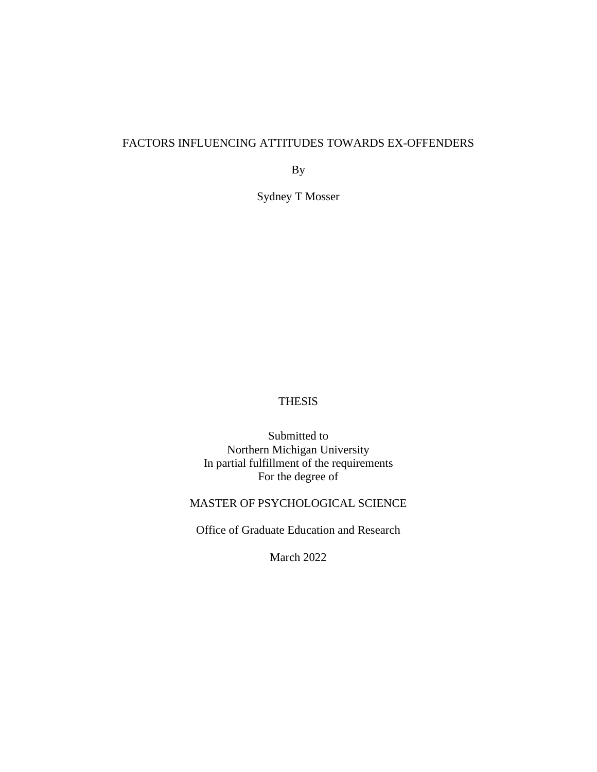# FACTORS INFLUENCING ATTITUDES TOWARDS EX-OFFENDERS

By

Sydney T Mosser

THESIS

Submitted to
Northern Michigan University
In partial fulfillment of the requirements
For the degree of

MASTER OF PSYCHOLOGICAL SCIENCE

Office of Graduate Education and Research

March 2022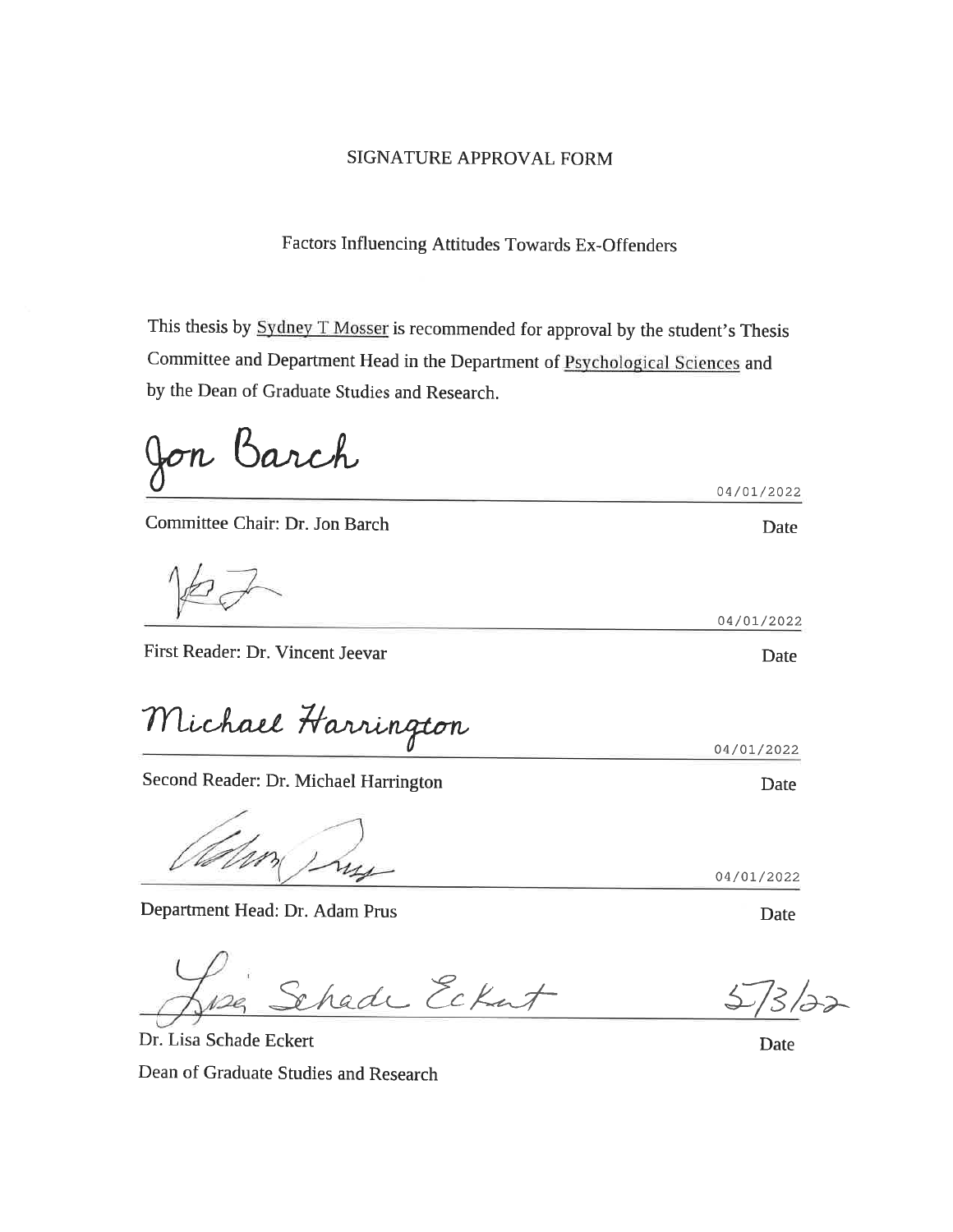SIGNATURE APPROVAL FORM

Factors Influencing Attitudes Towards Ex-Offenders

This thesis by Sydney T Mosser is recommended for approval by the student's Thesis Committee and Department Head in the Department of Psychological Sciences and by the Dean of Graduate Studies and Research.

Jon Barch 04/01/2022

Committee Chair: Dr. Jon Barch Date

04/01/2022

First Reader: Dr. Vincent Jeevar Date

Michael Harrington 04/01/2022

Second Reader: Dr. Michael Harrington Date

04/01/2022

Department Head: Dr. Adam Prus Date

Lisa Schade Eckert 5/3/22

Dr. Lisa Schade Eckert Date

Dean of Graduate Studies and Research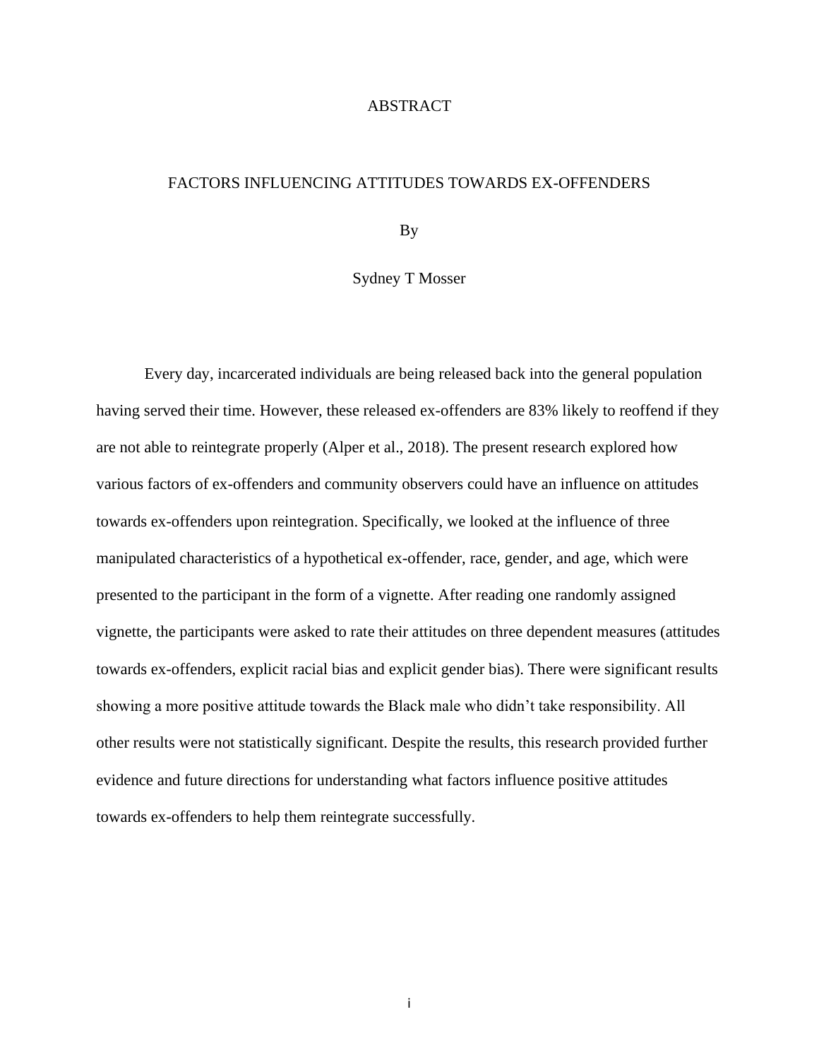# ABSTRACT

## FACTORS INFLUENCING ATTITUDES TOWARDS EX-OFFENDERS

By

Sydney T Mosser

Every day, incarcerated individuals are being released back into the general population having served their time. However, these released ex-offenders are 83% likely to reoffend if they are not able to reintegrate properly (Alper et al., 2018). The present research explored how various factors of ex-offenders and community observers could have an influence on attitudes towards ex-offenders upon reintegration. Specifically, we looked at the influence of three manipulated characteristics of a hypothetical ex-offender, race, gender, and age, which were presented to the participant in the form of a vignette. After reading one randomly assigned vignette, the participants were asked to rate their attitudes on three dependent measures (attitudes towards ex-offenders, explicit racial bias and explicit gender bias). There were significant results showing a more positive attitude towards the Black male who didn't take responsibility. All other results were not statistically significant. Despite the results, this research provided further evidence and future directions for understanding what factors influence positive attitudes towards ex-offenders to help them reintegrate successfully.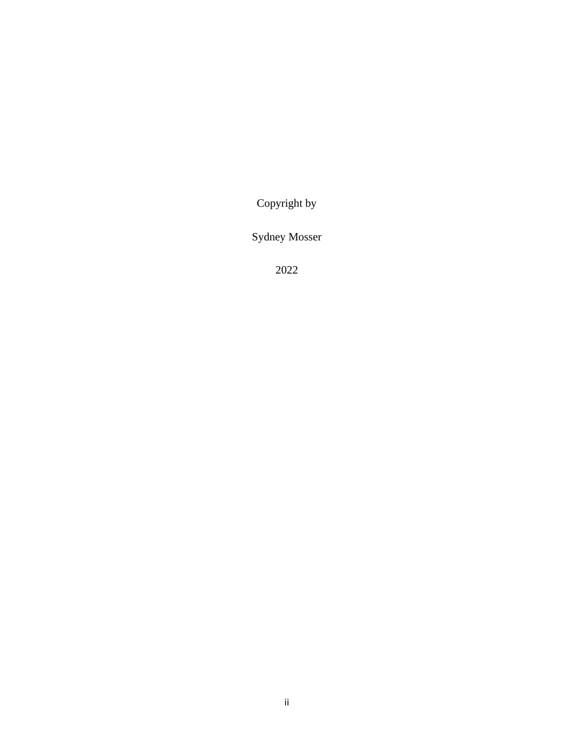Copyright by

Sydney Mosser

2022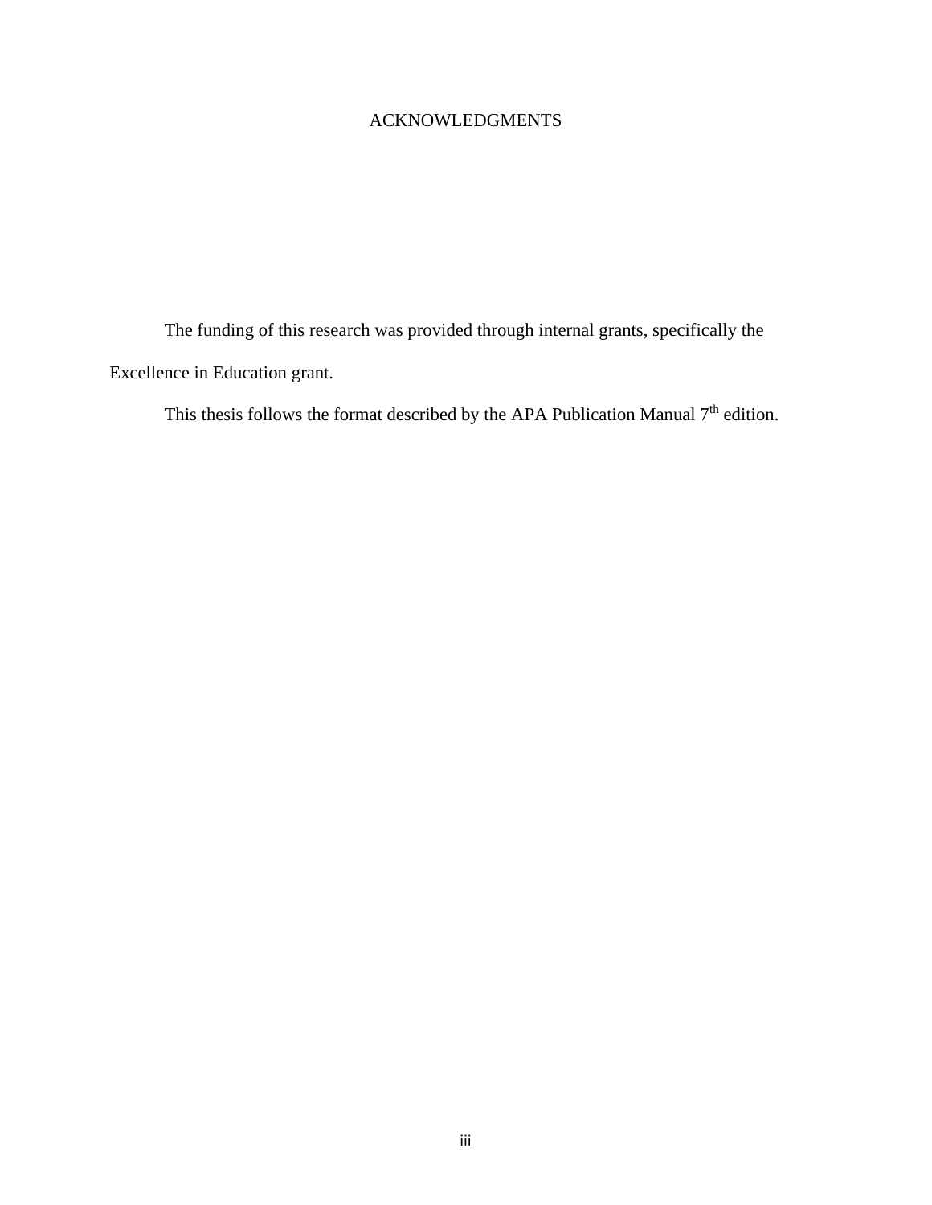# ACKNOWLEDGMENTS

The funding of this research was provided through internal grants, specifically the Excellence in Education grant.

This thesis follows the format described by the APA Publication Manual 7$^{th}$ edition.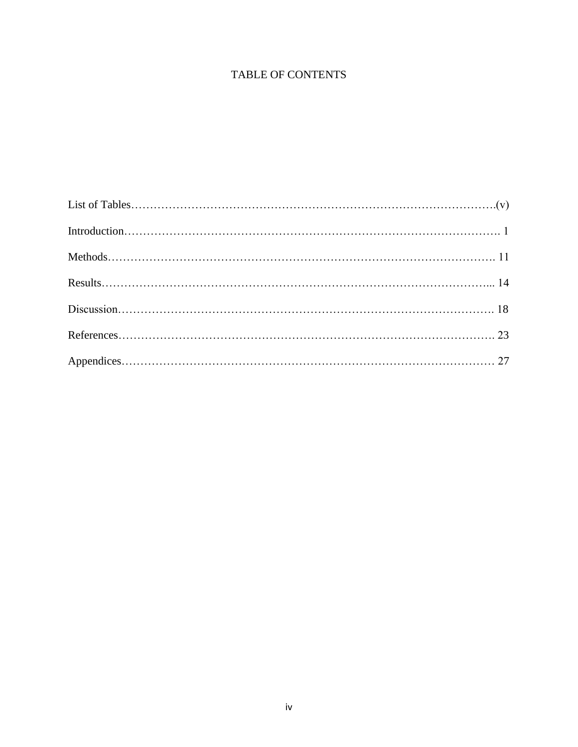# TABLE OF CONTENTS

List of Tables……………………………………………………………………………………(v)

Introduction………………………………………………………………………………………. 1

Methods……………………………………………………………………………………………. 11

Results……………………………………………………………………………………………... 14

Discussion…………………………………………………………………………………………. 18

References…………………………………………………………………………………………. 23

Appendices………………………………………………………………………………………… 27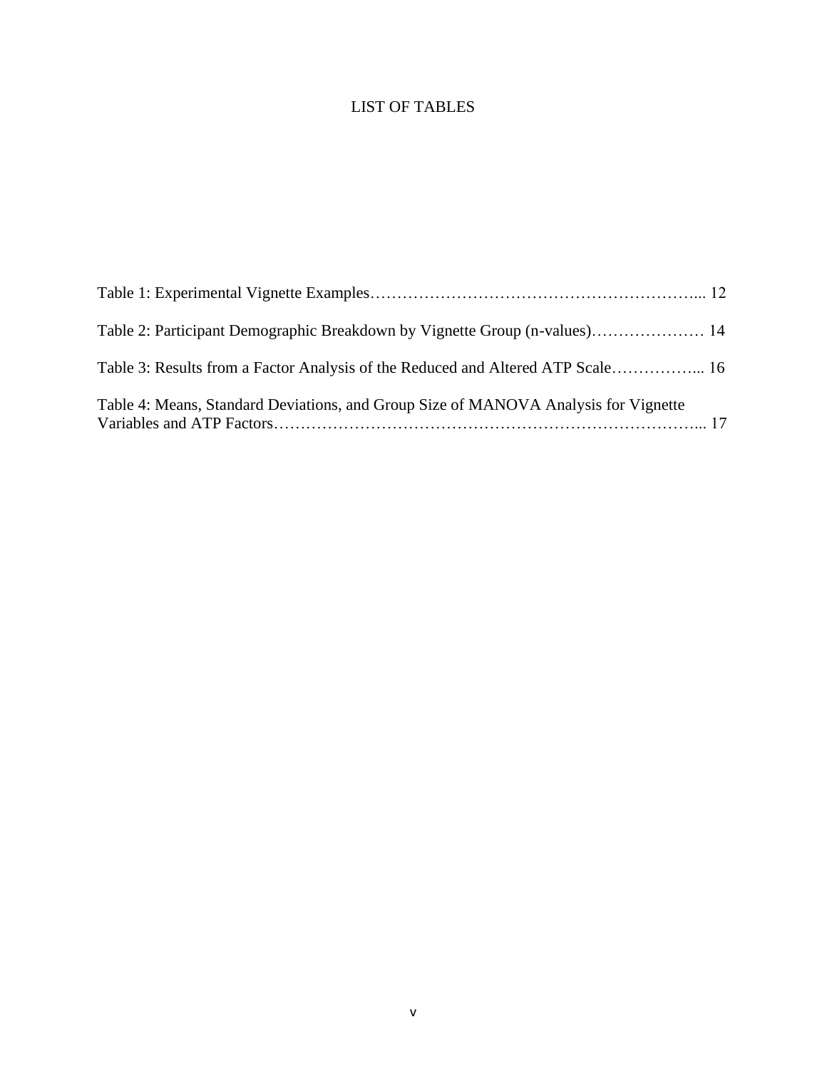# LIST OF TABLES

Table 1: Experimental Vignette Examples………………………………………………………... 12

Table 2: Participant Demographic Breakdown by Vignette Group (n-values)………………… 14

Table 3: Results from a Factor Analysis of the Reduced and Altered ATP Scale……………... 16

Table 4: Means, Standard Deviations, and Group Size of MANOVA Analysis for Vignette Variables and ATP Factors…………………………………………………………………... 17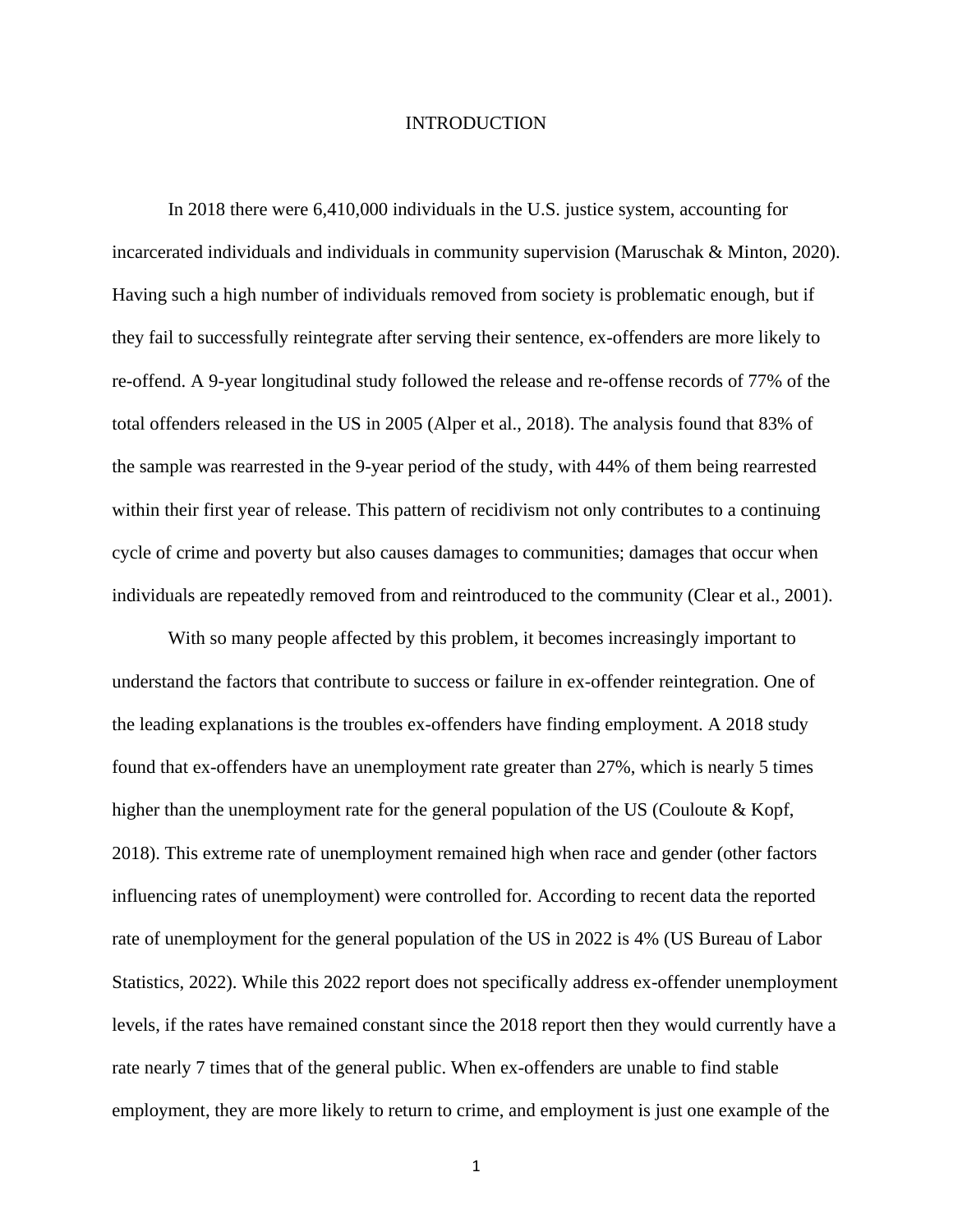# INTRODUCTION

In 2018 there were 6,410,000 individuals in the U.S. justice system, accounting for incarcerated individuals and individuals in community supervision (Maruschak & Minton, 2020). Having such a high number of individuals removed from society is problematic enough, but if they fail to successfully reintegrate after serving their sentence, ex-offenders are more likely to re-offend. A 9-year longitudinal study followed the release and re-offense records of 77% of the total offenders released in the US in 2005 (Alper et al., 2018). The analysis found that 83% of the sample was rearrested in the 9-year period of the study, with 44% of them being rearrested within their first year of release. This pattern of recidivism not only contributes to a continuing cycle of crime and poverty but also causes damages to communities; damages that occur when individuals are repeatedly removed from and reintroduced to the community (Clear et al., 2001).

With so many people affected by this problem, it becomes increasingly important to understand the factors that contribute to success or failure in ex-offender reintegration. One of the leading explanations is the troubles ex-offenders have finding employment. A 2018 study found that ex-offenders have an unemployment rate greater than 27%, which is nearly 5 times higher than the unemployment rate for the general population of the US (Couloute & Kopf, 2018). This extreme rate of unemployment remained high when race and gender (other factors influencing rates of unemployment) were controlled for. According to recent data the reported rate of unemployment for the general population of the US in 2022 is 4% (US Bureau of Labor Statistics, 2022). While this 2022 report does not specifically address ex-offender unemployment levels, if the rates have remained constant since the 2018 report then they would currently have a rate nearly 7 times that of the general public. When ex-offenders are unable to find stable employment, they are more likely to return to crime, and employment is just one example of the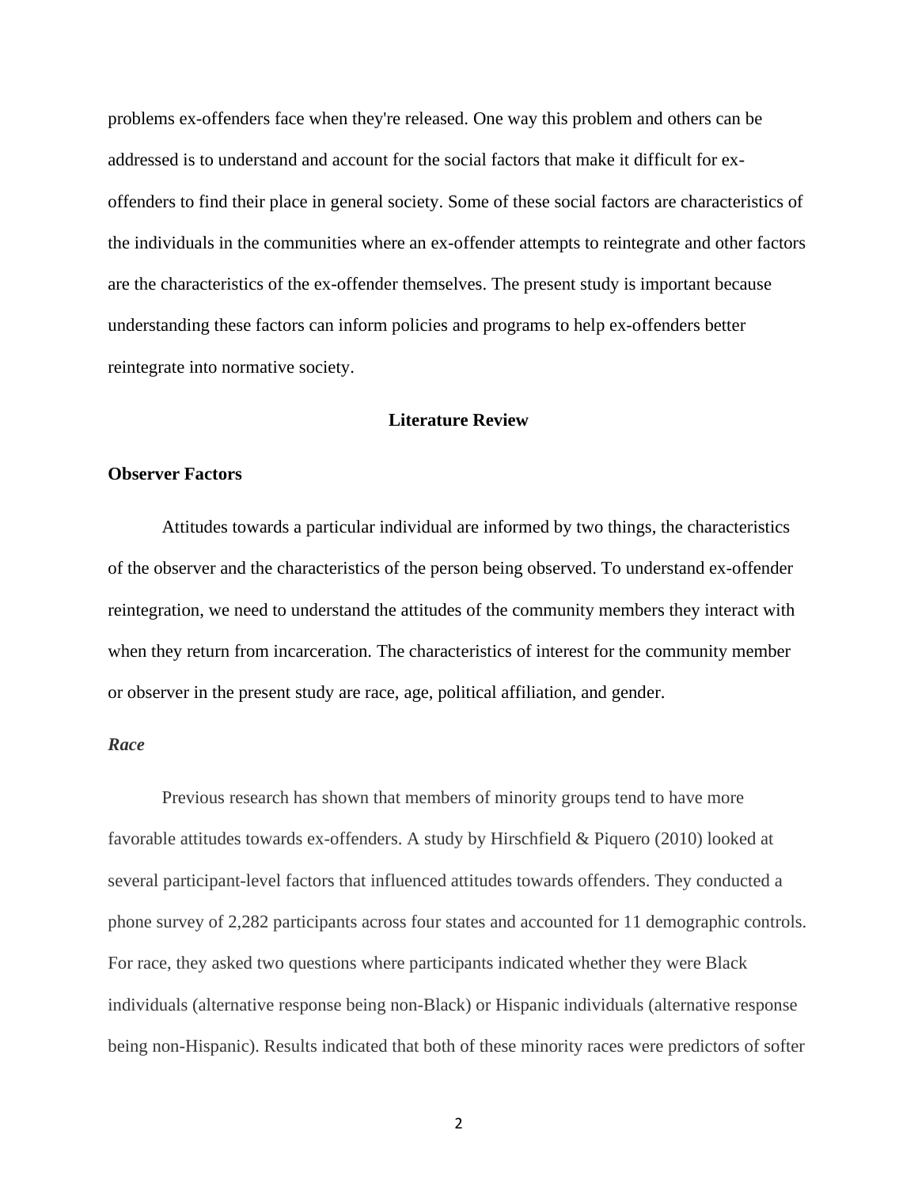problems ex-offenders face when they're released. One way this problem and others can be addressed is to understand and account for the social factors that make it difficult for ex-offenders to find their place in general society. Some of these social factors are characteristics of the individuals in the communities where an ex-offender attempts to reintegrate and other factors are the characteristics of the ex-offender themselves. The present study is important because understanding these factors can inform policies and programs to help ex-offenders better reintegrate into normative society.

## Literature Review

### Observer Factors

Attitudes towards a particular individual are informed by two things, the characteristics of the observer and the characteristics of the person being observed. To understand ex-offender reintegration, we need to understand the attitudes of the community members they interact with when they return from incarceration. The characteristics of interest for the community member or observer in the present study are race, age, political affiliation, and gender.

#### *Race*

Previous research has shown that members of minority groups tend to have more favorable attitudes towards ex-offenders. A study by Hirschfield & Piquero (2010) looked at several participant-level factors that influenced attitudes towards offenders. They conducted a phone survey of 2,282 participants across four states and accounted for 11 demographic controls. For race, they asked two questions where participants indicated whether they were Black individuals (alternative response being non-Black) or Hispanic individuals (alternative response being non-Hispanic). Results indicated that both of these minority races were predictors of softer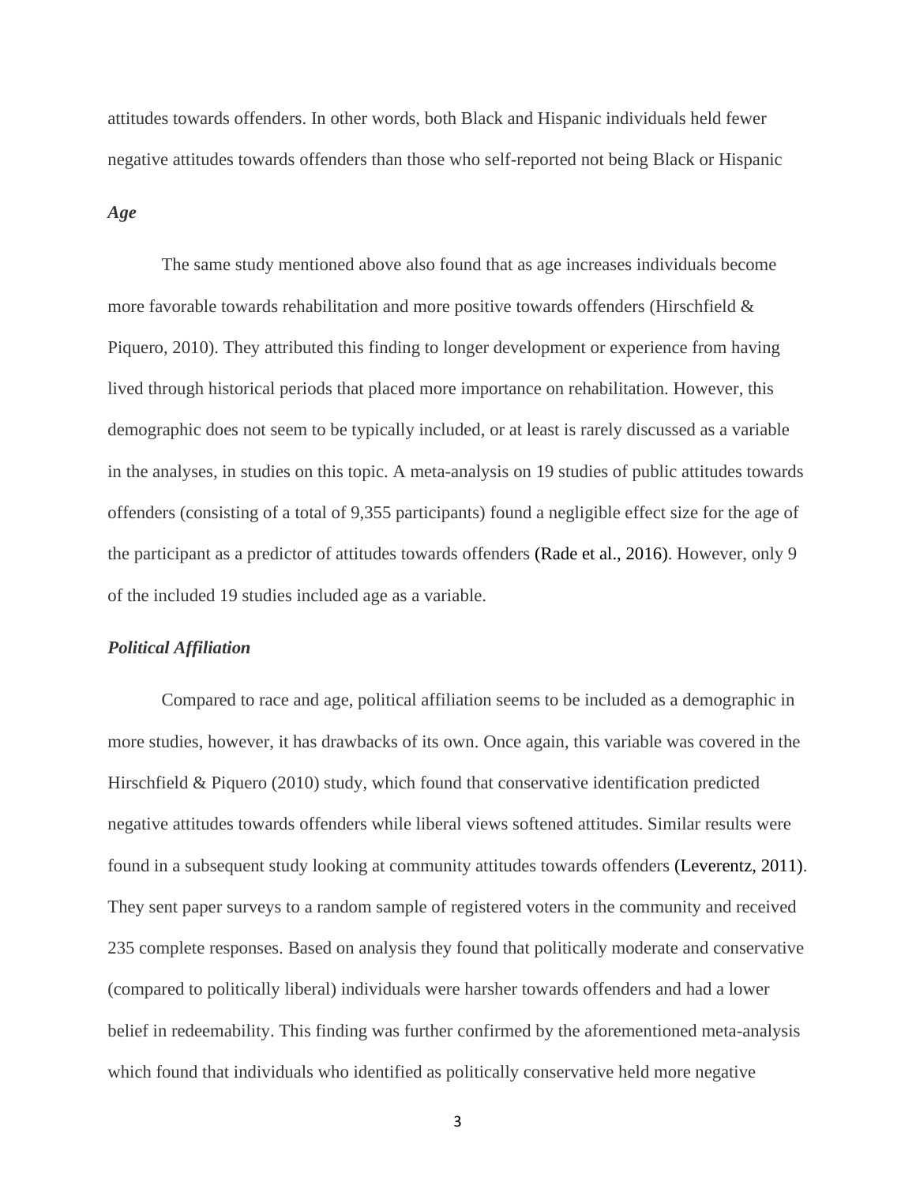attitudes towards offenders. In other words, both Black and Hispanic individuals held fewer negative attitudes towards offenders than those who self-reported not being Black or Hispanic

### *Age*

The same study mentioned above also found that as age increases individuals become more favorable towards rehabilitation and more positive towards offenders (Hirschfield & Piquero, 2010). They attributed this finding to longer development or experience from having lived through historical periods that placed more importance on rehabilitation. However, this demographic does not seem to be typically included, or at least is rarely discussed as a variable in the analyses, in studies on this topic. A meta-analysis on 19 studies of public attitudes towards offenders (consisting of a total of 9,355 participants) found a negligible effect size for the age of the participant as a predictor of attitudes towards offenders (Rade et al., 2016). However, only 9 of the included 19 studies included age as a variable.

### *Political Affiliation*

Compared to race and age, political affiliation seems to be included as a demographic in more studies, however, it has drawbacks of its own. Once again, this variable was covered in the Hirschfield & Piquero (2010) study, which found that conservative identification predicted negative attitudes towards offenders while liberal views softened attitudes. Similar results were found in a subsequent study looking at community attitudes towards offenders (Leverentz, 2011). They sent paper surveys to a random sample of registered voters in the community and received 235 complete responses. Based on analysis they found that politically moderate and conservative (compared to politically liberal) individuals were harsher towards offenders and had a lower belief in redeemability. This finding was further confirmed by the aforementioned meta-analysis which found that individuals who identified as politically conservative held more negative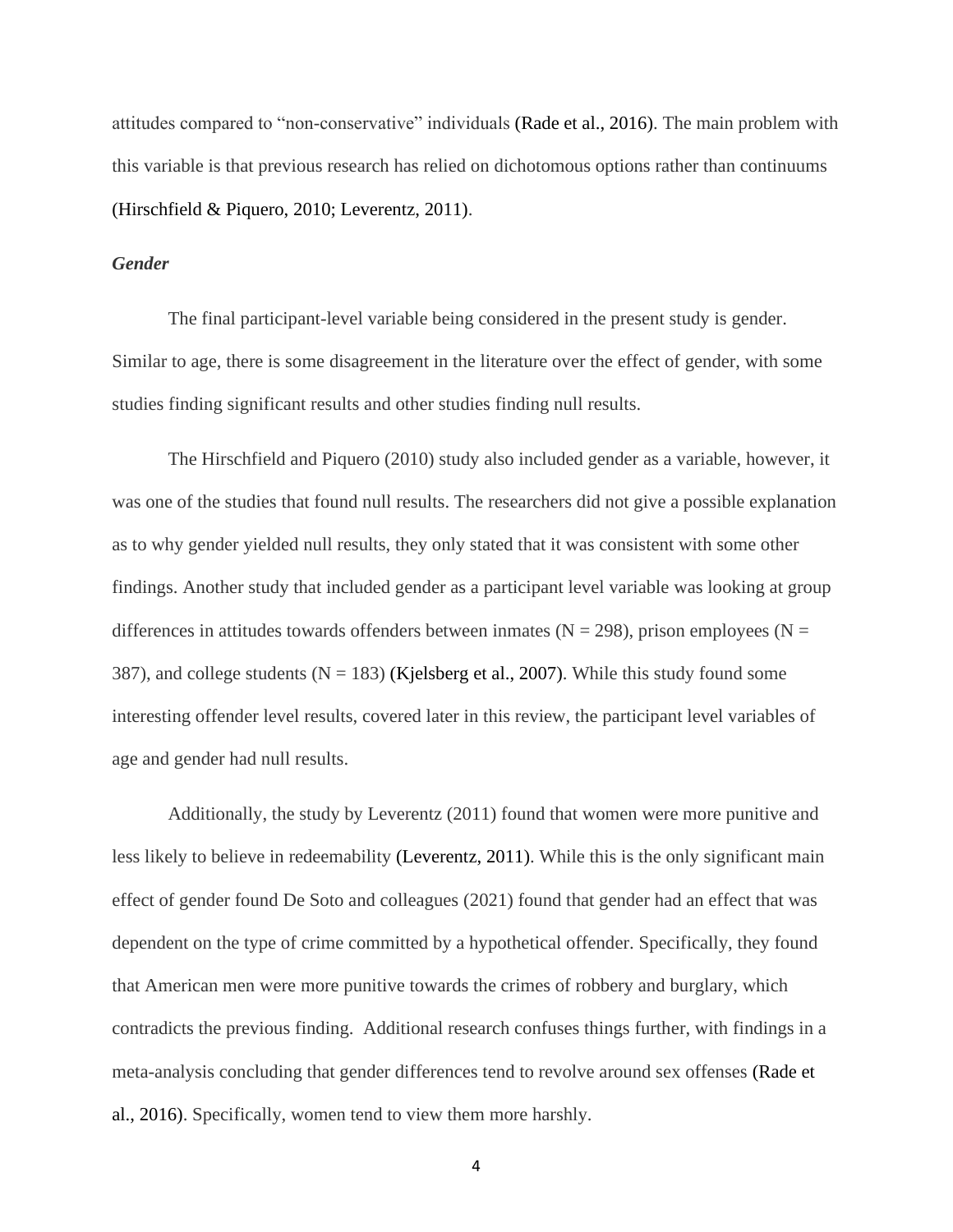attitudes compared to "non-conservative" individuals (Rade et al., 2016). The main problem with this variable is that previous research has relied on dichotomous options rather than continuums (Hirschfield & Piquero, 2010; Leverentz, 2011).

### *Gender*

The final participant-level variable being considered in the present study is gender. Similar to age, there is some disagreement in the literature over the effect of gender, with some studies finding significant results and other studies finding null results.

The Hirschfield and Piquero (2010) study also included gender as a variable, however, it was one of the studies that found null results. The researchers did not give a possible explanation as to why gender yielded null results, they only stated that it was consistent with some other findings. Another study that included gender as a participant level variable was looking at group differences in attitudes towards offenders between inmates (N = 298), prison employees (N = 387), and college students (N = 183) (Kjelsberg et al., 2007). While this study found some interesting offender level results, covered later in this review, the participant level variables of age and gender had null results.

Additionally, the study by Leverentz (2011) found that women were more punitive and less likely to believe in redeemability (Leverentz, 2011). While this is the only significant main effect of gender found De Soto and colleagues (2021) found that gender had an effect that was dependent on the type of crime committed by a hypothetical offender. Specifically, they found that American men were more punitive towards the crimes of robbery and burglary, which contradicts the previous finding. Additional research confuses things further, with findings in a meta-analysis concluding that gender differences tend to revolve around sex offenses (Rade et al., 2016). Specifically, women tend to view them more harshly.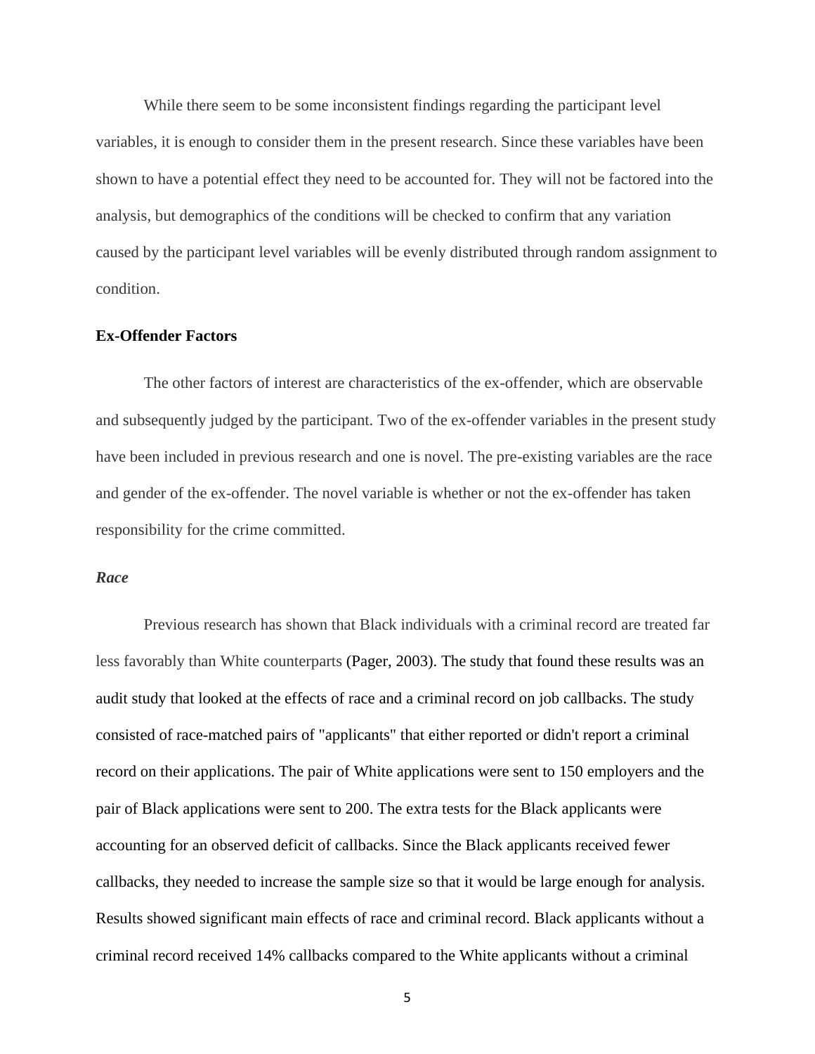While there seem to be some inconsistent findings regarding the participant level variables, it is enough to consider them in the present research. Since these variables have been shown to have a potential effect they need to be accounted for. They will not be factored into the analysis, but demographics of the conditions will be checked to confirm that any variation caused by the participant level variables will be evenly distributed through random assignment to condition.

## Ex-Offender Factors

The other factors of interest are characteristics of the ex-offender, which are observable and subsequently judged by the participant. Two of the ex-offender variables in the present study have been included in previous research and one is novel. The pre-existing variables are the race and gender of the ex-offender. The novel variable is whether or not the ex-offender has taken responsibility for the crime committed.

### *Race*

Previous research has shown that Black individuals with a criminal record are treated far less favorably than White counterparts (Pager, 2003). The study that found these results was an audit study that looked at the effects of race and a criminal record on job callbacks. The study consisted of race-matched pairs of "applicants" that either reported or didn't report a criminal record on their applications. The pair of White applications were sent to 150 employers and the pair of Black applications were sent to 200. The extra tests for the Black applicants were accounting for an observed deficit of callbacks. Since the Black applicants received fewer callbacks, they needed to increase the sample size so that it would be large enough for analysis. Results showed significant main effects of race and criminal record. Black applicants without a criminal record received 14% callbacks compared to the White applicants without a criminal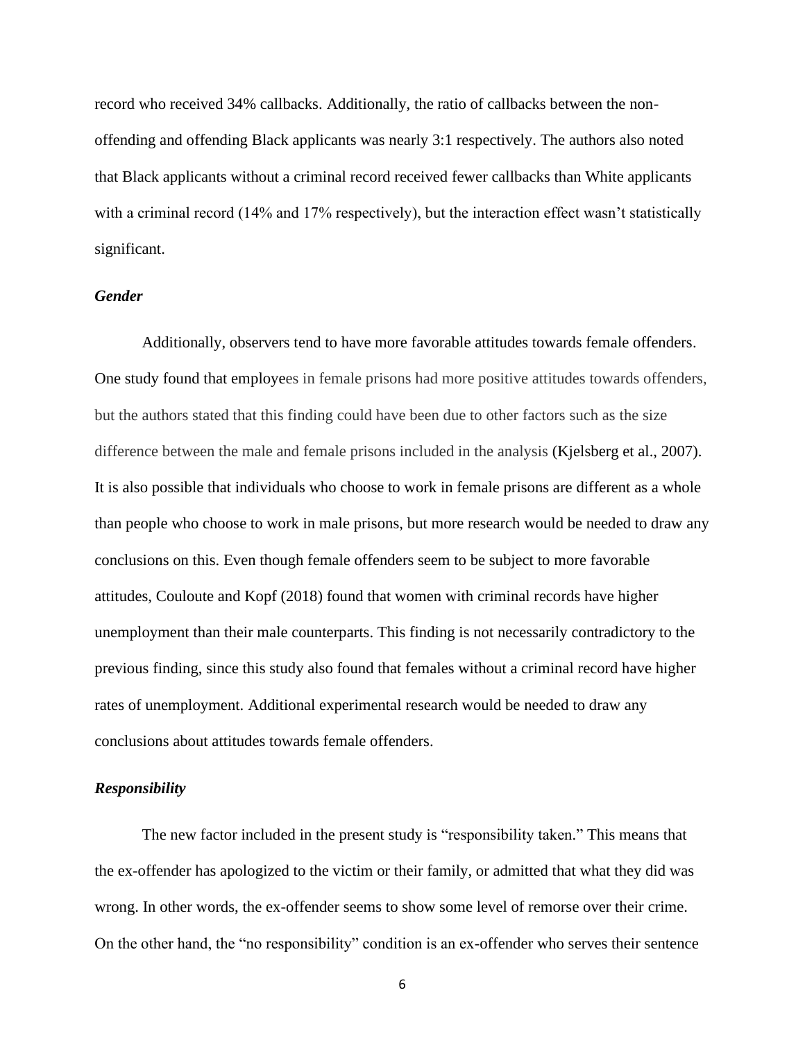record who received 34% callbacks. Additionally, the ratio of callbacks between the non-offending and offending Black applicants was nearly 3:1 respectively. The authors also noted that Black applicants without a criminal record received fewer callbacks than White applicants with a criminal record (14% and 17% respectively), but the interaction effect wasn't statistically significant.

### *Gender*

Additionally, observers tend to have more favorable attitudes towards female offenders. One study found that employees in female prisons had more positive attitudes towards offenders, but the authors stated that this finding could have been due to other factors such as the size difference between the male and female prisons included in the analysis (Kjelsberg et al., 2007). It is also possible that individuals who choose to work in female prisons are different as a whole than people who choose to work in male prisons, but more research would be needed to draw any conclusions on this. Even though female offenders seem to be subject to more favorable attitudes, Couloute and Kopf (2018) found that women with criminal records have higher unemployment than their male counterparts. This finding is not necessarily contradictory to the previous finding, since this study also found that females without a criminal record have higher rates of unemployment. Additional experimental research would be needed to draw any conclusions about attitudes towards female offenders.

### *Responsibility*

The new factor included in the present study is "responsibility taken." This means that the ex-offender has apologized to the victim or their family, or admitted that what they did was wrong. In other words, the ex-offender seems to show some level of remorse over their crime. On the other hand, the "no responsibility" condition is an ex-offender who serves their sentence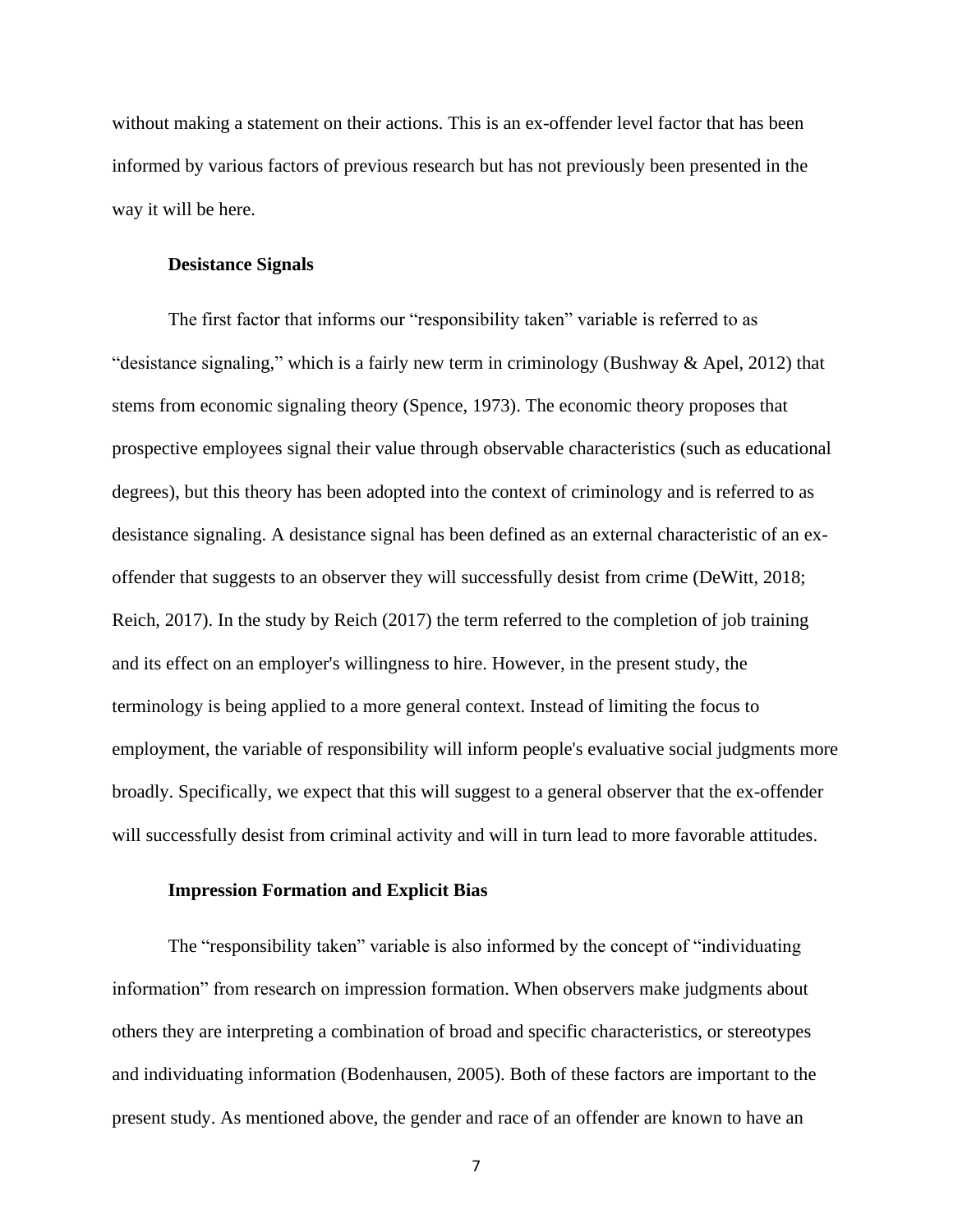without making a statement on their actions. This is an ex-offender level factor that has been informed by various factors of previous research but has not previously been presented in the way it will be here.

### Desistance Signals

The first factor that informs our "responsibility taken" variable is referred to as "desistance signaling," which is a fairly new term in criminology (Bushway & Apel, 2012) that stems from economic signaling theory (Spence, 1973). The economic theory proposes that prospective employees signal their value through observable characteristics (such as educational degrees), but this theory has been adopted into the context of criminology and is referred to as desistance signaling. A desistance signal has been defined as an external characteristic of an ex-offender that suggests to an observer they will successfully desist from crime (DeWitt, 2018; Reich, 2017). In the study by Reich (2017) the term referred to the completion of job training and its effect on an employer's willingness to hire. However, in the present study, the terminology is being applied to a more general context. Instead of limiting the focus to employment, the variable of responsibility will inform people's evaluative social judgments more broadly. Specifically, we expect that this will suggest to a general observer that the ex-offender will successfully desist from criminal activity and will in turn lead to more favorable attitudes.

### Impression Formation and Explicit Bias

The "responsibility taken" variable is also informed by the concept of "individuating information" from research on impression formation. When observers make judgments about others they are interpreting a combination of broad and specific characteristics, or stereotypes and individuating information (Bodenhausen, 2005). Both of these factors are important to the present study. As mentioned above, the gender and race of an offender are known to have an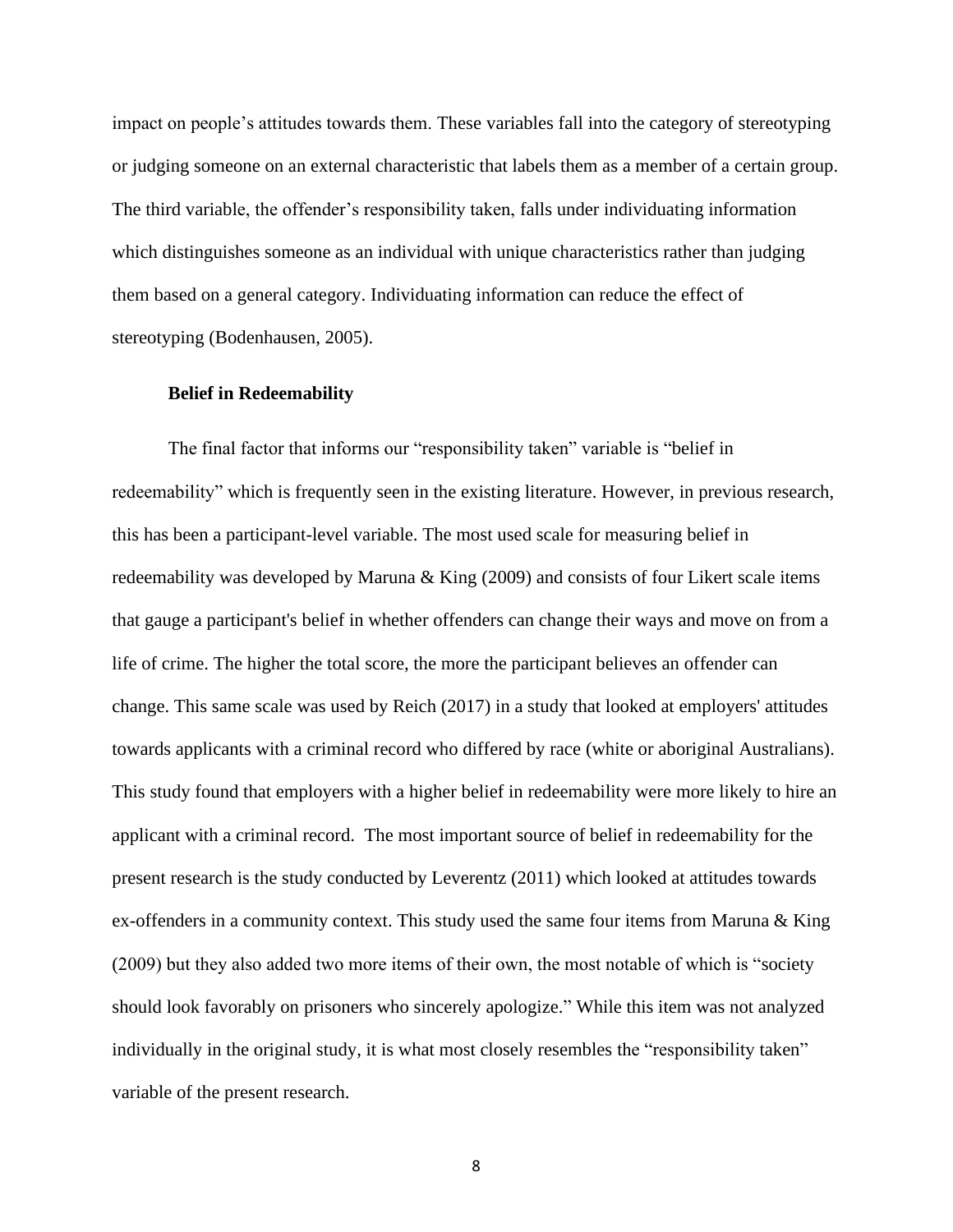impact on people's attitudes towards them. These variables fall into the category of stereotyping or judging someone on an external characteristic that labels them as a member of a certain group. The third variable, the offender's responsibility taken, falls under individuating information which distinguishes someone as an individual with unique characteristics rather than judging them based on a general category. Individuating information can reduce the effect of stereotyping (Bodenhausen, 2005).

### Belief in Redeemability

The final factor that informs our "responsibility taken" variable is "belief in redeemability" which is frequently seen in the existing literature. However, in previous research, this has been a participant-level variable. The most used scale for measuring belief in redeemability was developed by Maruna & King (2009) and consists of four Likert scale items that gauge a participant's belief in whether offenders can change their ways and move on from a life of crime. The higher the total score, the more the participant believes an offender can change. This same scale was used by Reich (2017) in a study that looked at employers' attitudes towards applicants with a criminal record who differed by race (white or aboriginal Australians). This study found that employers with a higher belief in redeemability were more likely to hire an applicant with a criminal record. The most important source of belief in redeemability for the present research is the study conducted by Leverentz (2011) which looked at attitudes towards ex-offenders in a community context. This study used the same four items from Maruna & King (2009) but they also added two more items of their own, the most notable of which is "society should look favorably on prisoners who sincerely apologize." While this item was not analyzed individually in the original study, it is what most closely resembles the "responsibility taken" variable of the present research.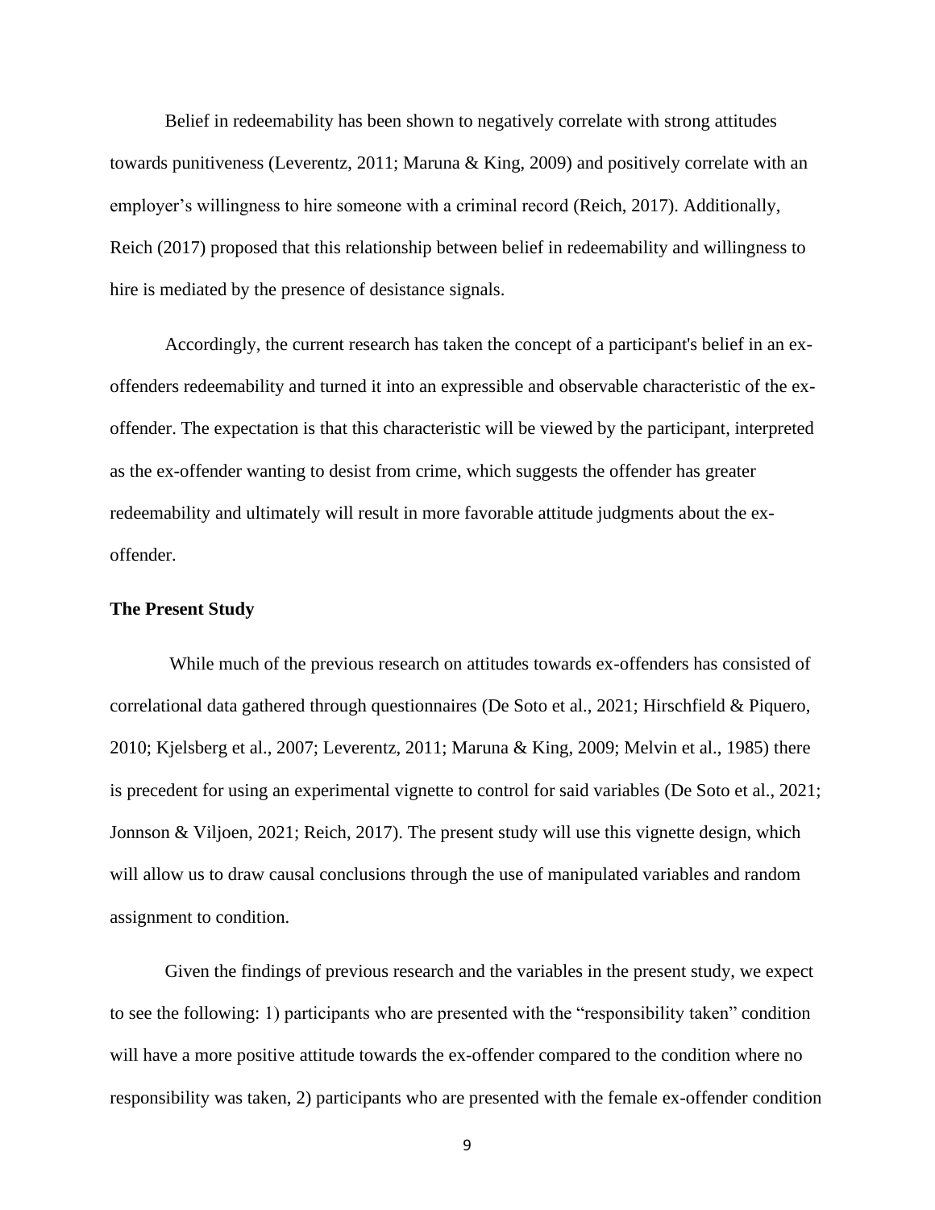Belief in redeemability has been shown to negatively correlate with strong attitudes towards punitiveness (Leverentz, 2011; Maruna & King, 2009) and positively correlate with an employer's willingness to hire someone with a criminal record (Reich, 2017). Additionally, Reich (2017) proposed that this relationship between belief in redeemability and willingness to hire is mediated by the presence of desistance signals.

Accordingly, the current research has taken the concept of a participant's belief in an ex-offenders redeemability and turned it into an expressible and observable characteristic of the ex-offender. The expectation is that this characteristic will be viewed by the participant, interpreted as the ex-offender wanting to desist from crime, which suggests the offender has greater redeemability and ultimately will result in more favorable attitude judgments about the ex-offender.

**The Present Study**

While much of the previous research on attitudes towards ex-offenders has consisted of correlational data gathered through questionnaires (De Soto et al., 2021; Hirschfield & Piquero, 2010; Kjelsberg et al., 2007; Leverentz, 2011; Maruna & King, 2009; Melvin et al., 1985) there is precedent for using an experimental vignette to control for said variables (De Soto et al., 2021; Jonnson & Viljoen, 2021; Reich, 2017). The present study will use this vignette design, which will allow us to draw causal conclusions through the use of manipulated variables and random assignment to condition.

Given the findings of previous research and the variables in the present study, we expect to see the following: 1) participants who are presented with the "responsibility taken" condition will have a more positive attitude towards the ex-offender compared to the condition where no responsibility was taken, 2) participants who are presented with the female ex-offender condition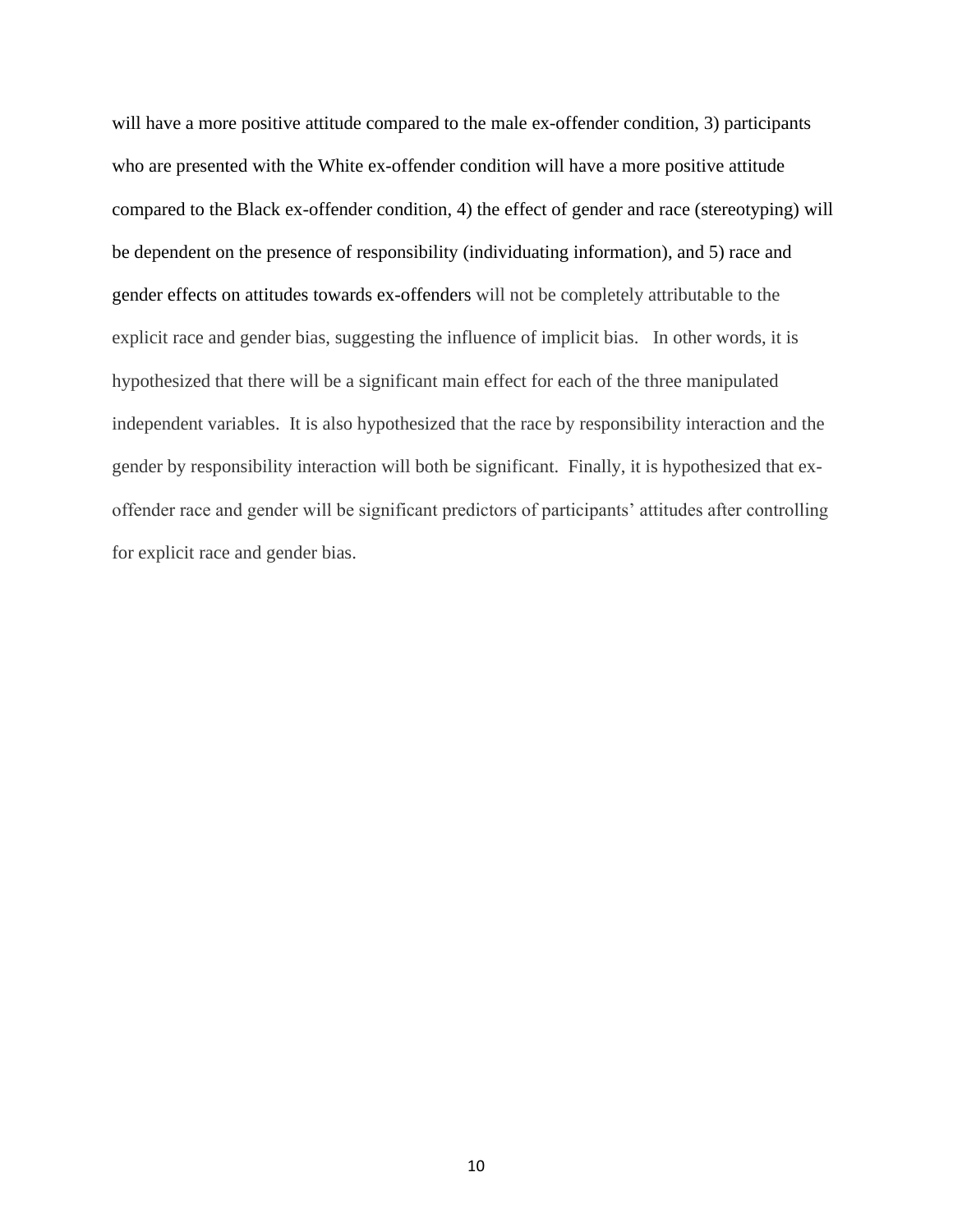will have a more positive attitude compared to the male ex-offender condition, 3) participants who are presented with the White ex-offender condition will have a more positive attitude compared to the Black ex-offender condition, 4) the effect of gender and race (stereotyping) will be dependent on the presence of responsibility (individuating information), and 5) race and gender effects on attitudes towards ex-offenders will not be completely attributable to the explicit race and gender bias, suggesting the influence of implicit bias. In other words, it is hypothesized that there will be a significant main effect for each of the three manipulated independent variables. It is also hypothesized that the race by responsibility interaction and the gender by responsibility interaction will both be significant. Finally, it is hypothesized that ex-offender race and gender will be significant predictors of participants' attitudes after controlling for explicit race and gender bias.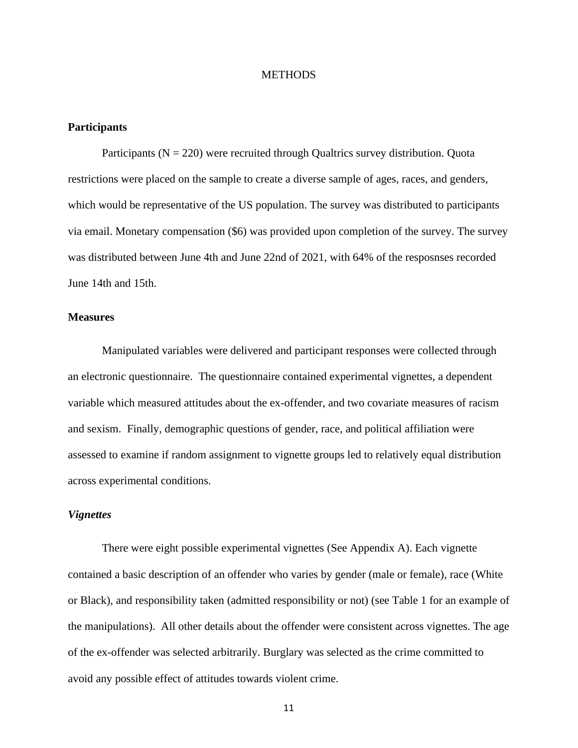# METHODS

## Participants

Participants (N = 220) were recruited through Qualtrics survey distribution. Quota restrictions were placed on the sample to create a diverse sample of ages, races, and genders, which would be representative of the US population. The survey was distributed to participants via email. Monetary compensation ($6) was provided upon completion of the survey. The survey was distributed between June 4th and June 22nd of 2021, with 64% of the resposnses recorded June 14th and 15th.

## Measures

Manipulated variables were delivered and participant responses were collected through an electronic questionnaire. The questionnaire contained experimental vignettes, a dependent variable which measured attitudes about the ex-offender, and two covariate measures of racism and sexism. Finally, demographic questions of gender, race, and political affiliation were assessed to examine if random assignment to vignette groups led to relatively equal distribution across experimental conditions.

### *Vignettes*

There were eight possible experimental vignettes (See Appendix A). Each vignette contained a basic description of an offender who varies by gender (male or female), race (White or Black), and responsibility taken (admitted responsibility or not) (see Table 1 for an example of the manipulations). All other details about the offender were consistent across vignettes. The age of the ex-offender was selected arbitrarily. Burglary was selected as the crime committed to avoid any possible effect of attitudes towards violent crime.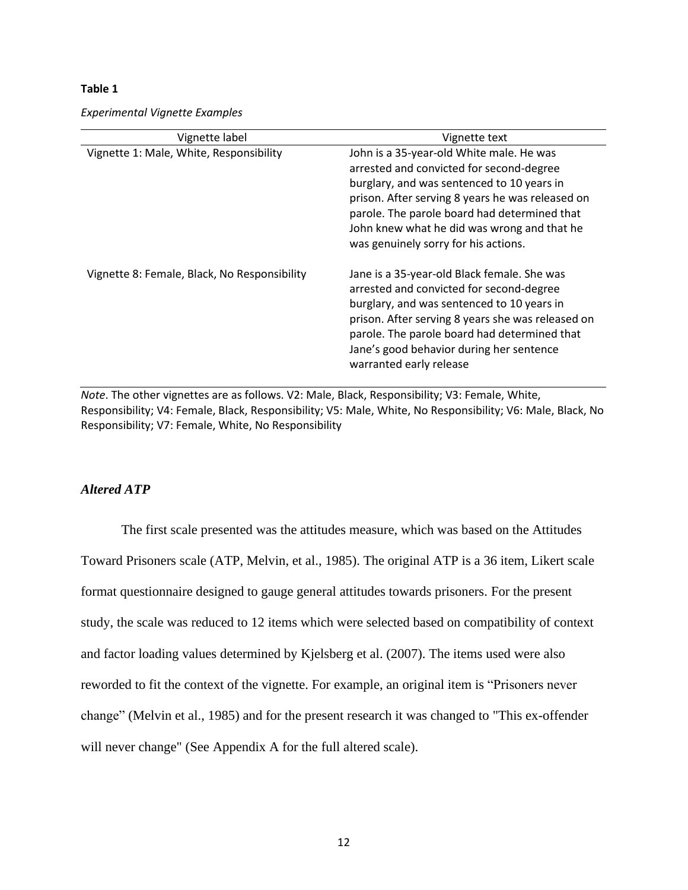**Table 1**

*Experimental Vignette Examples*

| Vignette label | Vignette text |
|---|---|
| Vignette 1: Male, White, Responsibility | John is a 35-year-old White male. He was arrested and convicted for second-degree burglary, and was sentenced to 10 years in prison. After serving 8 years he was released on parole. The parole board had determined that John knew what he did was wrong and that he was genuinely sorry for his actions. |
| Vignette 8: Female, Black, No Responsibility | Jane is a 35-year-old Black female. She was arrested and convicted for second-degree burglary, and was sentenced to 10 years in prison. After serving 8 years she was released on parole. The parole board had determined that Jane's good behavior during her sentence warranted early release |

*Note*. The other vignettes are as follows. V2: Male, Black, Responsibility; V3: Female, White, Responsibility; V4: Female, Black, Responsibility; V5: Male, White, No Responsibility; V6: Male, Black, No Responsibility; V7: Female, White, No Responsibility

### *Altered ATP*

The first scale presented was the attitudes measure, which was based on the Attitudes Toward Prisoners scale (ATP, Melvin, et al., 1985). The original ATP is a 36 item, Likert scale format questionnaire designed to gauge general attitudes towards prisoners. For the present study, the scale was reduced to 12 items which were selected based on compatibility of context and factor loading values determined by Kjelsberg et al. (2007). The items used were also reworded to fit the context of the vignette. For example, an original item is "Prisoners never change" (Melvin et al., 1985) and for the present research it was changed to "This ex-offender will never change" (See Appendix A for the full altered scale).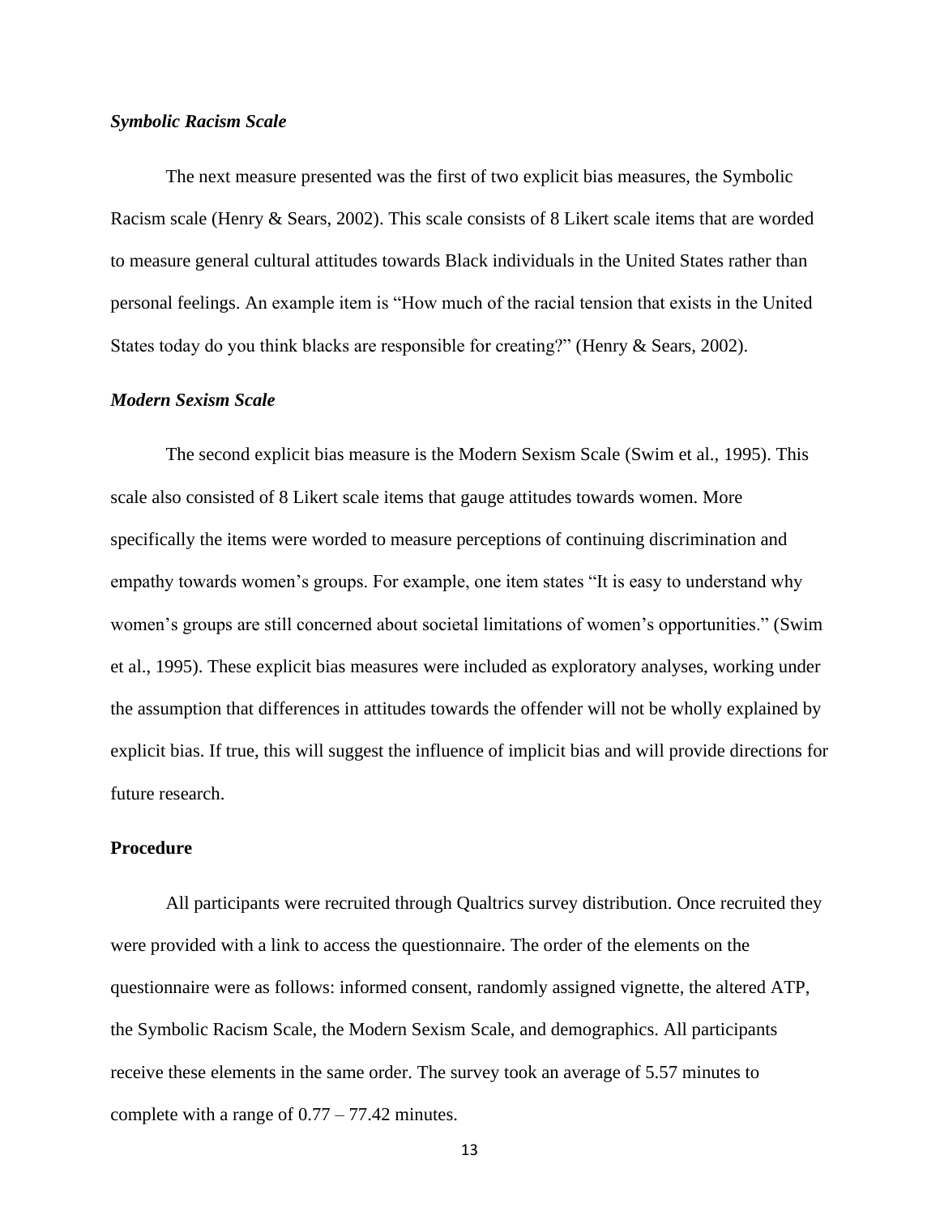### *Symbolic Racism Scale*

The next measure presented was the first of two explicit bias measures, the Symbolic Racism scale (Henry & Sears, 2002). This scale consists of 8 Likert scale items that are worded to measure general cultural attitudes towards Black individuals in the United States rather than personal feelings. An example item is “How much of the racial tension that exists in the United States today do you think blacks are responsible for creating?” (Henry & Sears, 2002).

### *Modern Sexism Scale*

The second explicit bias measure is the Modern Sexism Scale (Swim et al., 1995). This scale also consisted of 8 Likert scale items that gauge attitudes towards women. More specifically the items were worded to measure perceptions of continuing discrimination and empathy towards women’s groups. For example, one item states “It is easy to understand why women’s groups are still concerned about societal limitations of women’s opportunities.” (Swim et al., 1995). These explicit bias measures were included as exploratory analyses, working under the assumption that differences in attitudes towards the offender will not be wholly explained by explicit bias. If true, this will suggest the influence of implicit bias and will provide directions for future research.

## **Procedure**

All participants were recruited through Qualtrics survey distribution. Once recruited they were provided with a link to access the questionnaire. The order of the elements on the questionnaire were as follows: informed consent, randomly assigned vignette, the altered ATP, the Symbolic Racism Scale, the Modern Sexism Scale, and demographics. All participants receive these elements in the same order. The survey took an average of 5.57 minutes to complete with a range of 0.77 – 77.42 minutes.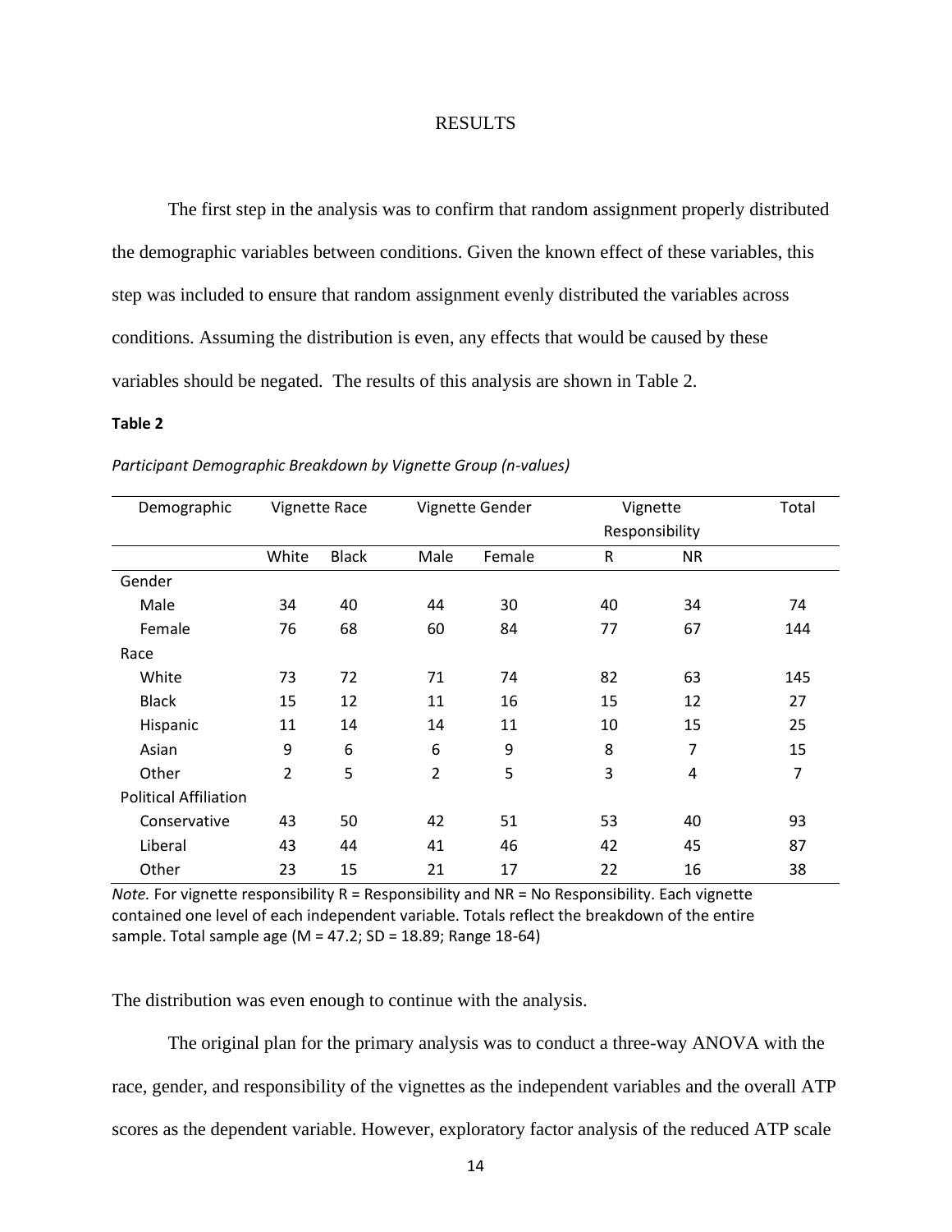# RESULTS

The first step in the analysis was to confirm that random assignment properly distributed the demographic variables between conditions. Given the known effect of these variables, this step was included to ensure that random assignment evenly distributed the variables across conditions. Assuming the distribution is even, any effects that would be caused by these variables should be negated. The results of this analysis are shown in Table 2.

**Table 2**

*Participant Demographic Breakdown by Vignette Group (n-values)*

| Demographic | Vignette Race | | Vignette Gender | | Vignette Responsibility | | Total |
|---|---|---|---|---|---|---|---|
| | White | Black | Male | Female | R | NR | |
| Gender | | | | | | | |
| Male | 34 | 40 | 44 | 30 | 40 | 34 | 74 |
| Female | 76 | 68 | 60 | 84 | 77 | 67 | 144 |
| Race | | | | | | | |
| White | 73 | 72 | 71 | 74 | 82 | 63 | 145 |
| Black | 15 | 12 | 11 | 16 | 15 | 12 | 27 |
| Hispanic | 11 | 14 | 14 | 11 | 10 | 15 | 25 |
| Asian | 9 | 6 | 6 | 9 | 8 | 7 | 15 |
| Other | 2 | 5 | 2 | 5 | 3 | 4 | 7 |
| Political Affiliation | | | | | | | |
| Conservative | 43 | 50 | 42 | 51 | 53 | 40 | 93 |
| Liberal | 43 | 44 | 41 | 46 | 42 | 45 | 87 |
| Other | 23 | 15 | 21 | 17 | 22 | 16 | 38 |

*Note.* For vignette responsibility R = Responsibility and NR = No Responsibility. Each vignette contained one level of each independent variable. Totals reflect the breakdown of the entire sample. Total sample age (M = 47.2; SD = 18.89; Range 18-64)

The distribution was even enough to continue with the analysis.

The original plan for the primary analysis was to conduct a three-way ANOVA with the race, gender, and responsibility of the vignettes as the independent variables and the overall ATP scores as the dependent variable. However, exploratory factor analysis of the reduced ATP scale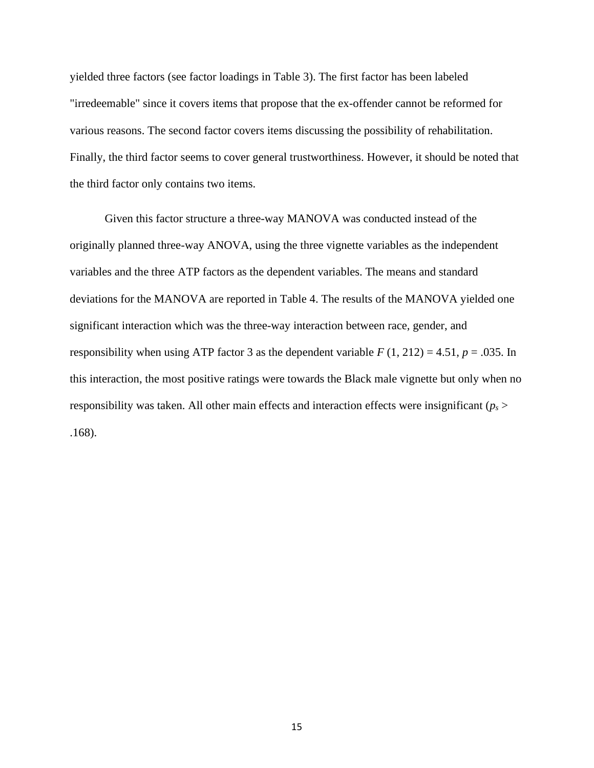yielded three factors (see factor loadings in Table 3). The first factor has been labeled "irredeemable" since it covers items that propose that the ex-offender cannot be reformed for various reasons. The second factor covers items discussing the possibility of rehabilitation. Finally, the third factor seems to cover general trustworthiness. However, it should be noted that the third factor only contains two items.

Given this factor structure a three-way MANOVA was conducted instead of the originally planned three-way ANOVA, using the three vignette variables as the independent variables and the three ATP factors as the dependent variables. The means and standard deviations for the MANOVA are reported in Table 4. The results of the MANOVA yielded one significant interaction which was the three-way interaction between race, gender, and responsibility when using ATP factor 3 as the dependent variable $F$ (1, 212) = 4.51, $p$ = .035. In this interaction, the most positive ratings were towards the Black male vignette but only when no responsibility was taken. All other main effects and interaction effects were insignificant ($p_s$ > .168).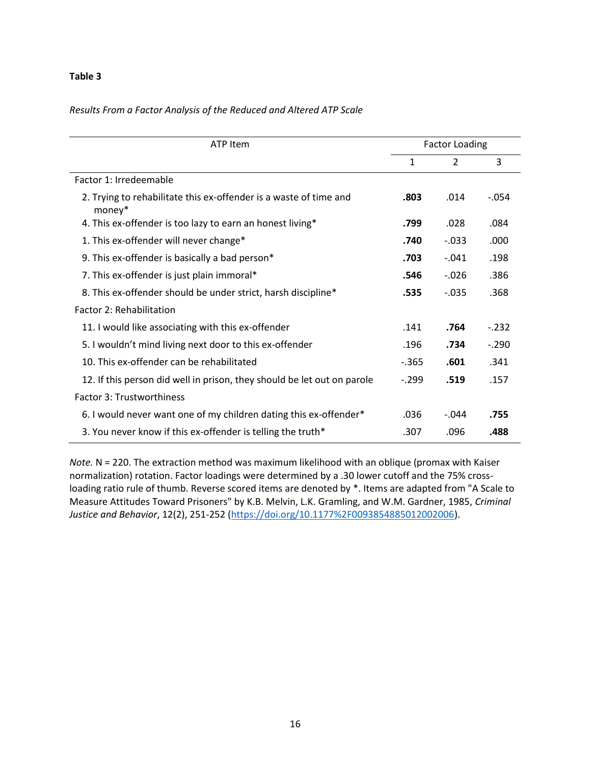**Table 3**

*Results From a Factor Analysis of the Reduced and Altered ATP Scale*

| ATP Item | Factor Loading | | |
|---|---|---|---|
| | 1 | 2 | 3 |
| Factor 1: Irredeemable | | | |
| 2. Trying to rehabilitate this ex-offender is a waste of time and money* | **.803** | .014 | -.054 |
| 4. This ex-offender is too lazy to earn an honest living* | **.799** | .028 | .084 |
| 1. This ex-offender will never change* | **.740** | -.033 | .000 |
| 9. This ex-offender is basically a bad person* | **.703** | -.041 | .198 |
| 7. This ex-offender is just plain immoral* | **.546** | -.026 | .386 |
| 8. This ex-offender should be under strict, harsh discipline* | **.535** | -.035 | .368 |
| Factor 2: Rehabilitation | | | |
| 11. I would like associating with this ex-offender | .141 | **.764** | -.232 |
| 5. I wouldn't mind living next door to this ex-offender | .196 | **.734** | -.290 |
| 10. This ex-offender can be rehabilitated | -.365 | **.601** | .341 |
| 12. If this person did well in prison, they should be let out on parole | -.299 | **.519** | .157 |
| Factor 3: Trustworthiness | | | |
| 6. I would never want one of my children dating this ex-offender* | .036 | -.044 | **.755** |
| 3. You never know if this ex-offender is telling the truth* | .307 | .096 | **.488** |

*Note.* N = 220. The extraction method was maximum likelihood with an oblique (promax with Kaiser normalization) rotation. Factor loadings were determined by a .30 lower cutoff and the 75% cross-loading ratio rule of thumb. Reverse scored items are denoted by *. Items are adapted from "A Scale to Measure Attitudes Toward Prisoners" by K.B. Melvin, L.K. Gramling, and W.M. Gardner, 1985, *Criminal Justice and Behavior*, 12(2), 251-252 (https://doi.org/10.1177%2F0093854885012002006).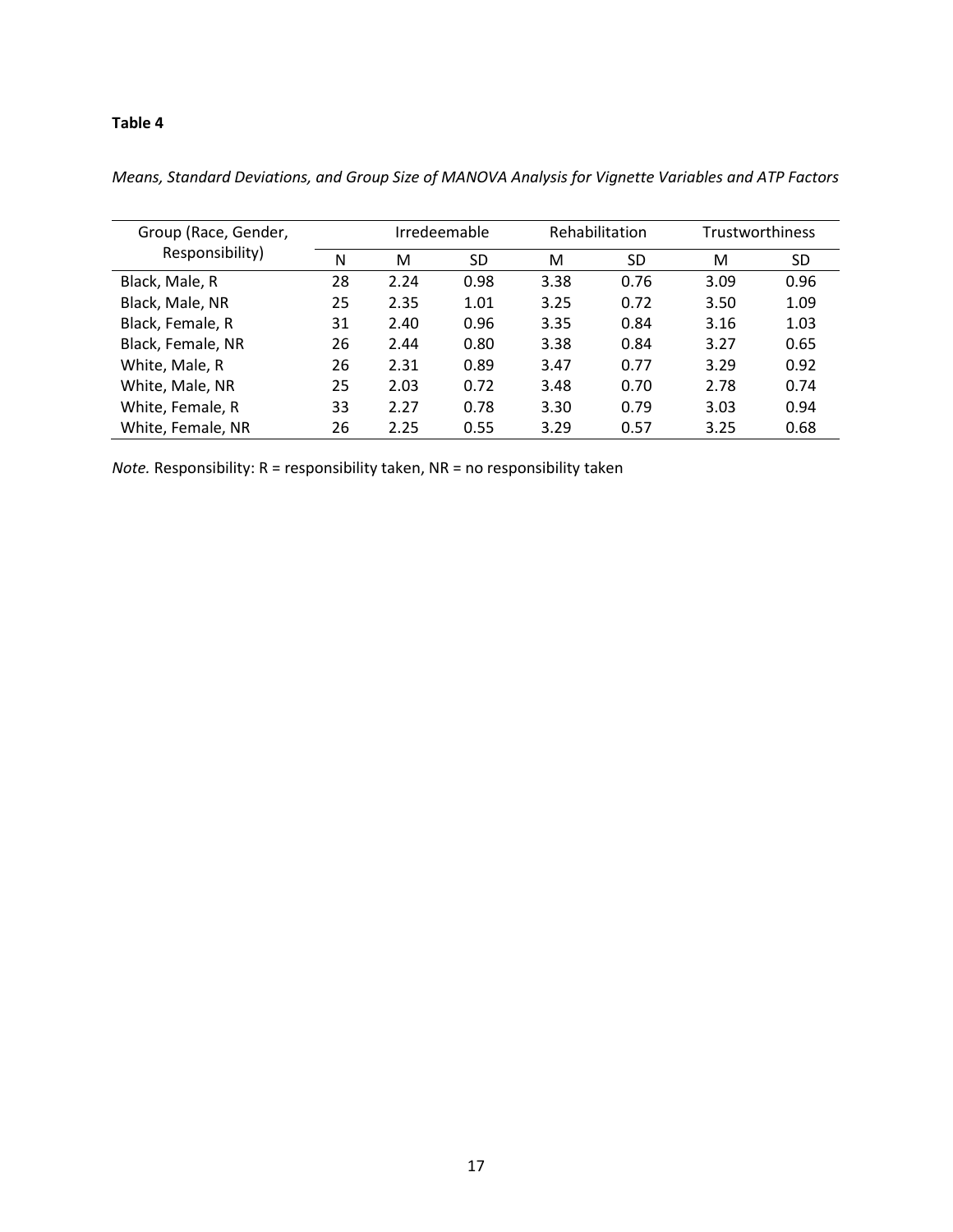**Table 4**

*Means, Standard Deviations, and Group Size of MANOVA Analysis for Vignette Variables and ATP Factors*

| Group (Race, Gender, Responsibility) | | Irredeemable | | Rehabilitation | | Trustworthiness | |
|---|---|---|---|---|---|---|---|
| | N | M | SD | M | SD | M | SD |
| Black, Male, R | 28 | 2.24 | 0.98 | 3.38 | 0.76 | 3.09 | 0.96 |
| Black, Male, NR | 25 | 2.35 | 1.01 | 3.25 | 0.72 | 3.50 | 1.09 |
| Black, Female, R | 31 | 2.40 | 0.96 | 3.35 | 0.84 | 3.16 | 1.03 |
| Black, Female, NR | 26 | 2.44 | 0.80 | 3.38 | 0.84 | 3.27 | 0.65 |
| White, Male, R | 26 | 2.31 | 0.89 | 3.47 | 0.77 | 3.29 | 0.92 |
| White, Male, NR | 25 | 2.03 | 0.72 | 3.48 | 0.70 | 2.78 | 0.74 |
| White, Female, R | 33 | 2.27 | 0.78 | 3.30 | 0.79 | 3.03 | 0.94 |
| White, Female, NR | 26 | 2.25 | 0.55 | 3.29 | 0.57 | 3.25 | 0.68 |

*Note.* Responsibility: R = responsibility taken, NR = no responsibility taken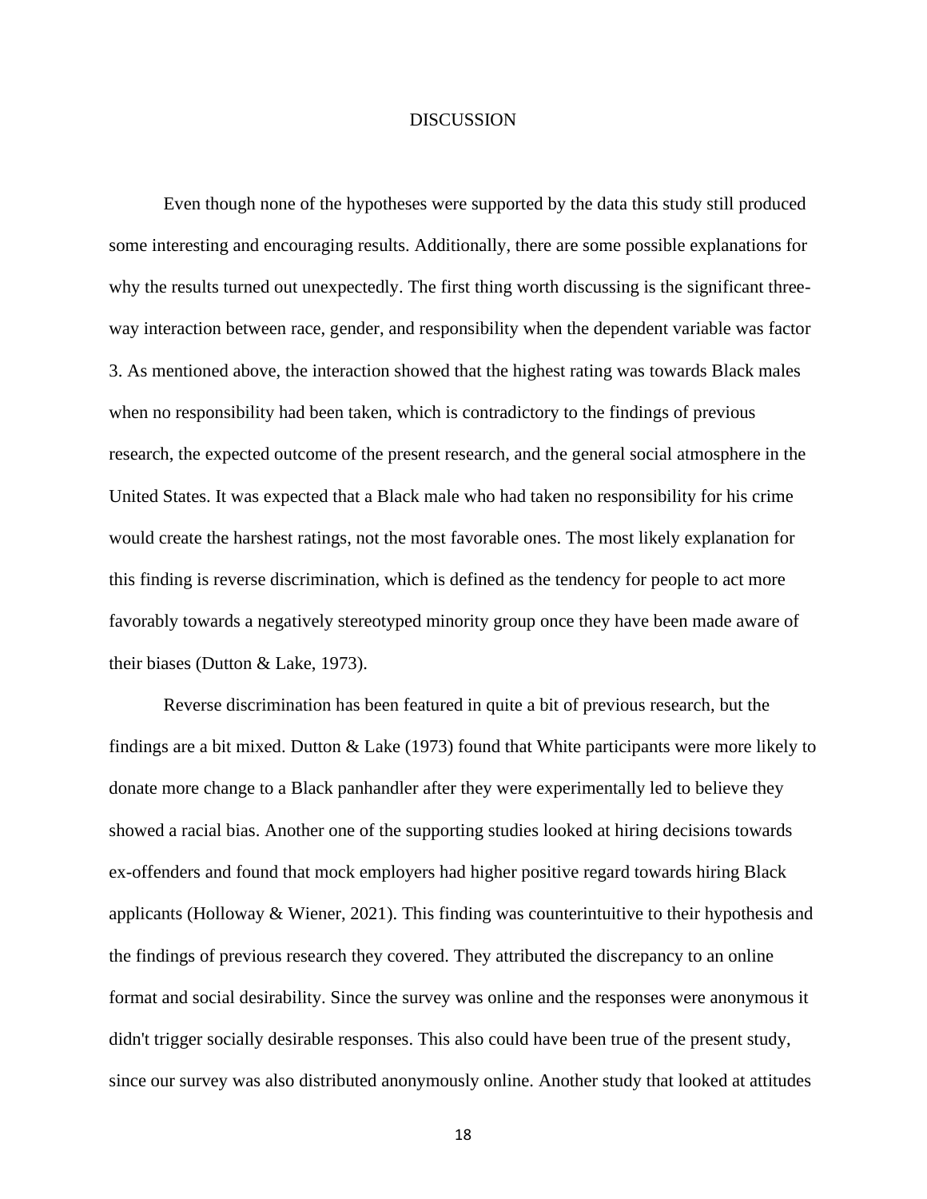# DISCUSSION

Even though none of the hypotheses were supported by the data this study still produced some interesting and encouraging results. Additionally, there are some possible explanations for why the results turned out unexpectedly. The first thing worth discussing is the significant three-way interaction between race, gender, and responsibility when the dependent variable was factor 3. As mentioned above, the interaction showed that the highest rating was towards Black males when no responsibility had been taken, which is contradictory to the findings of previous research, the expected outcome of the present research, and the general social atmosphere in the United States. It was expected that a Black male who had taken no responsibility for his crime would create the harshest ratings, not the most favorable ones. The most likely explanation for this finding is reverse discrimination, which is defined as the tendency for people to act more favorably towards a negatively stereotyped minority group once they have been made aware of their biases (Dutton & Lake, 1973).

Reverse discrimination has been featured in quite a bit of previous research, but the findings are a bit mixed. Dutton & Lake (1973) found that White participants were more likely to donate more change to a Black panhandler after they were experimentally led to believe they showed a racial bias. Another one of the supporting studies looked at hiring decisions towards ex-offenders and found that mock employers had higher positive regard towards hiring Black applicants (Holloway & Wiener, 2021). This finding was counterintuitive to their hypothesis and the findings of previous research they covered. They attributed the discrepancy to an online format and social desirability. Since the survey was online and the responses were anonymous it didn't trigger socially desirable responses. This also could have been true of the present study, since our survey was also distributed anonymously online. Another study that looked at attitudes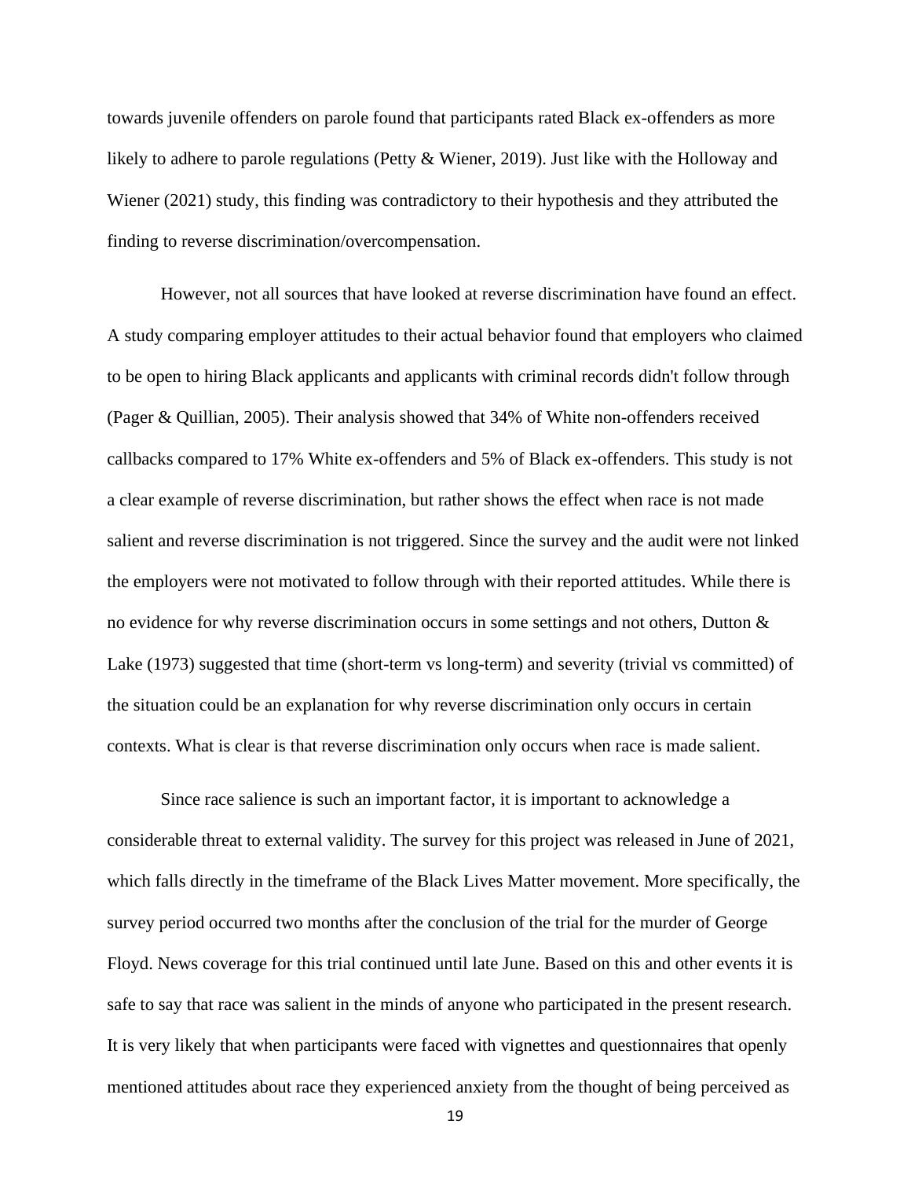towards juvenile offenders on parole found that participants rated Black ex-offenders as more likely to adhere to parole regulations (Petty & Wiener, 2019). Just like with the Holloway and Wiener (2021) study, this finding was contradictory to their hypothesis and they attributed the finding to reverse discrimination/overcompensation.

However, not all sources that have looked at reverse discrimination have found an effect. A study comparing employer attitudes to their actual behavior found that employers who claimed to be open to hiring Black applicants and applicants with criminal records didn't follow through (Pager & Quillian, 2005). Their analysis showed that 34% of White non-offenders received callbacks compared to 17% White ex-offenders and 5% of Black ex-offenders. This study is not a clear example of reverse discrimination, but rather shows the effect when race is not made salient and reverse discrimination is not triggered. Since the survey and the audit were not linked the employers were not motivated to follow through with their reported attitudes. While there is no evidence for why reverse discrimination occurs in some settings and not others, Dutton & Lake (1973) suggested that time (short-term vs long-term) and severity (trivial vs committed) of the situation could be an explanation for why reverse discrimination only occurs in certain contexts. What is clear is that reverse discrimination only occurs when race is made salient.

Since race salience is such an important factor, it is important to acknowledge a considerable threat to external validity. The survey for this project was released in June of 2021, which falls directly in the timeframe of the Black Lives Matter movement. More specifically, the survey period occurred two months after the conclusion of the trial for the murder of George Floyd. News coverage for this trial continued until late June. Based on this and other events it is safe to say that race was salient in the minds of anyone who participated in the present research. It is very likely that when participants were faced with vignettes and questionnaires that openly mentioned attitudes about race they experienced anxiety from the thought of being perceived as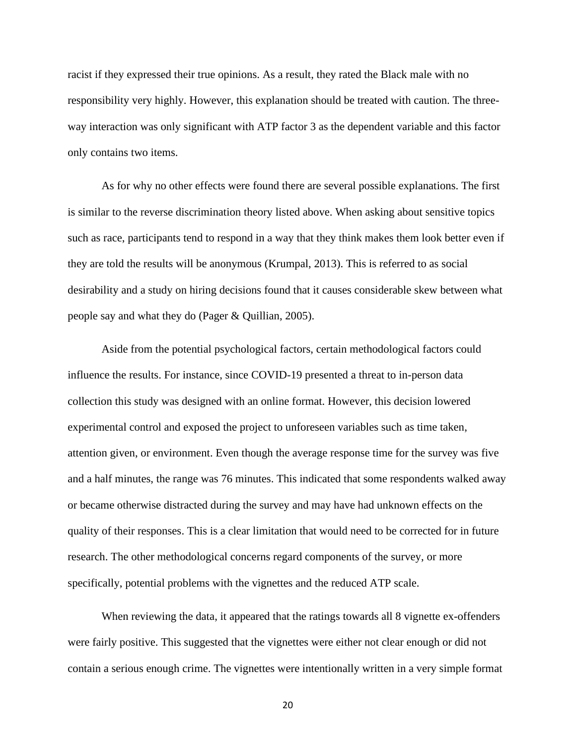racist if they expressed their true opinions. As a result, they rated the Black male with no responsibility very highly. However, this explanation should be treated with caution. The three-way interaction was only significant with ATP factor 3 as the dependent variable and this factor only contains two items.

As for why no other effects were found there are several possible explanations. The first is similar to the reverse discrimination theory listed above. When asking about sensitive topics such as race, participants tend to respond in a way that they think makes them look better even if they are told the results will be anonymous (Krumpal, 2013). This is referred to as social desirability and a study on hiring decisions found that it causes considerable skew between what people say and what they do (Pager & Quillian, 2005).

Aside from the potential psychological factors, certain methodological factors could influence the results. For instance, since COVID-19 presented a threat to in-person data collection this study was designed with an online format. However, this decision lowered experimental control and exposed the project to unforeseen variables such as time taken, attention given, or environment. Even though the average response time for the survey was five and a half minutes, the range was 76 minutes. This indicated that some respondents walked away or became otherwise distracted during the survey and may have had unknown effects on the quality of their responses. This is a clear limitation that would need to be corrected for in future research. The other methodological concerns regard components of the survey, or more specifically, potential problems with the vignettes and the reduced ATP scale.

When reviewing the data, it appeared that the ratings towards all 8 vignette ex-offenders were fairly positive. This suggested that the vignettes were either not clear enough or did not contain a serious enough crime. The vignettes were intentionally written in a very simple format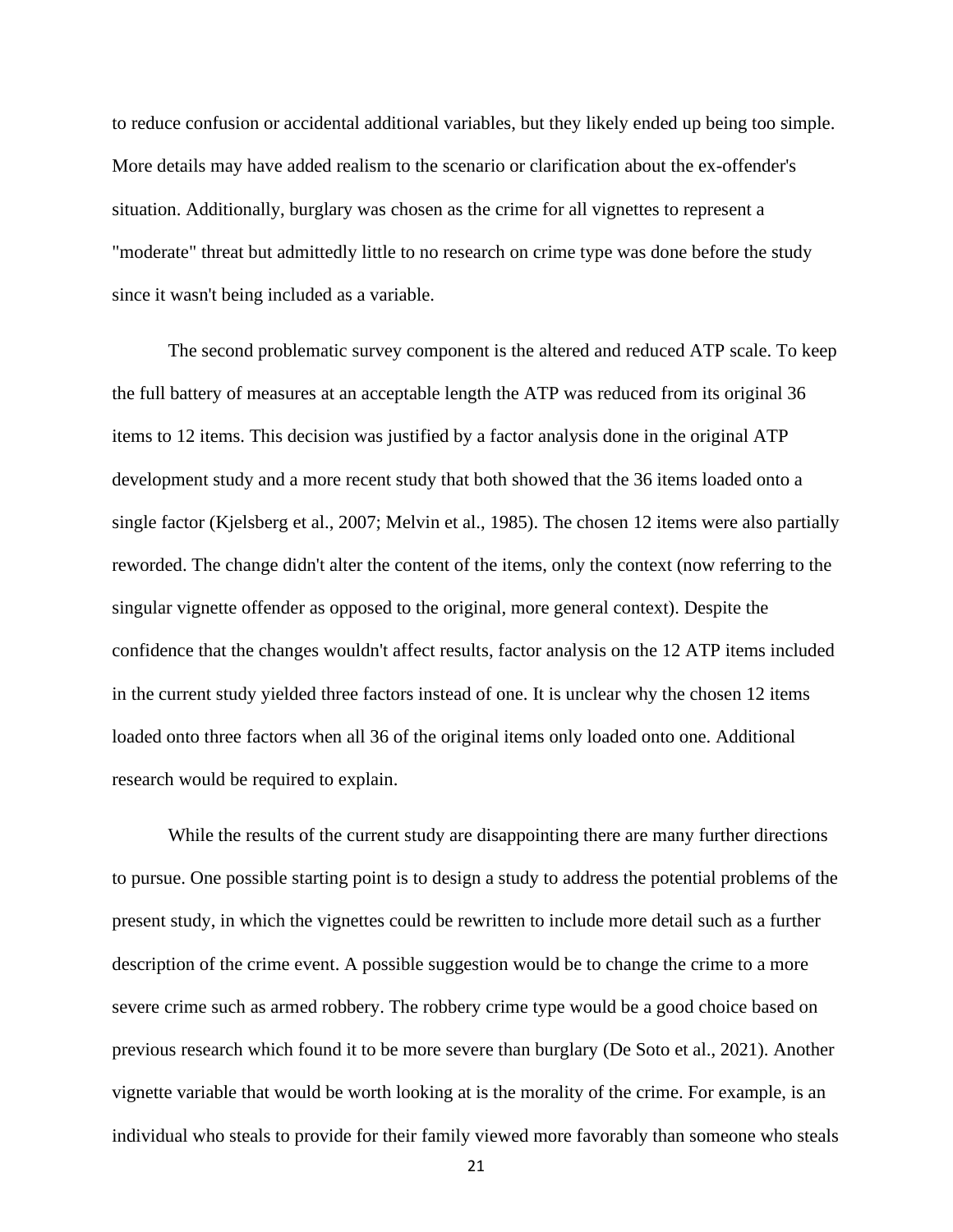to reduce confusion or accidental additional variables, but they likely ended up being too simple. More details may have added realism to the scenario or clarification about the ex-offender's situation. Additionally, burglary was chosen as the crime for all vignettes to represent a "moderate" threat but admittedly little to no research on crime type was done before the study since it wasn't being included as a variable.

The second problematic survey component is the altered and reduced ATP scale. To keep the full battery of measures at an acceptable length the ATP was reduced from its original 36 items to 12 items. This decision was justified by a factor analysis done in the original ATP development study and a more recent study that both showed that the 36 items loaded onto a single factor (Kjelsberg et al., 2007; Melvin et al., 1985). The chosen 12 items were also partially reworded. The change didn't alter the content of the items, only the context (now referring to the singular vignette offender as opposed to the original, more general context). Despite the confidence that the changes wouldn't affect results, factor analysis on the 12 ATP items included in the current study yielded three factors instead of one. It is unclear why the chosen 12 items loaded onto three factors when all 36 of the original items only loaded onto one. Additional research would be required to explain.

While the results of the current study are disappointing there are many further directions to pursue. One possible starting point is to design a study to address the potential problems of the present study, in which the vignettes could be rewritten to include more detail such as a further description of the crime event. A possible suggestion would be to change the crime to a more severe crime such as armed robbery. The robbery crime type would be a good choice based on previous research which found it to be more severe than burglary (De Soto et al., 2021). Another vignette variable that would be worth looking at is the morality of the crime. For example, is an individual who steals to provide for their family viewed more favorably than someone who steals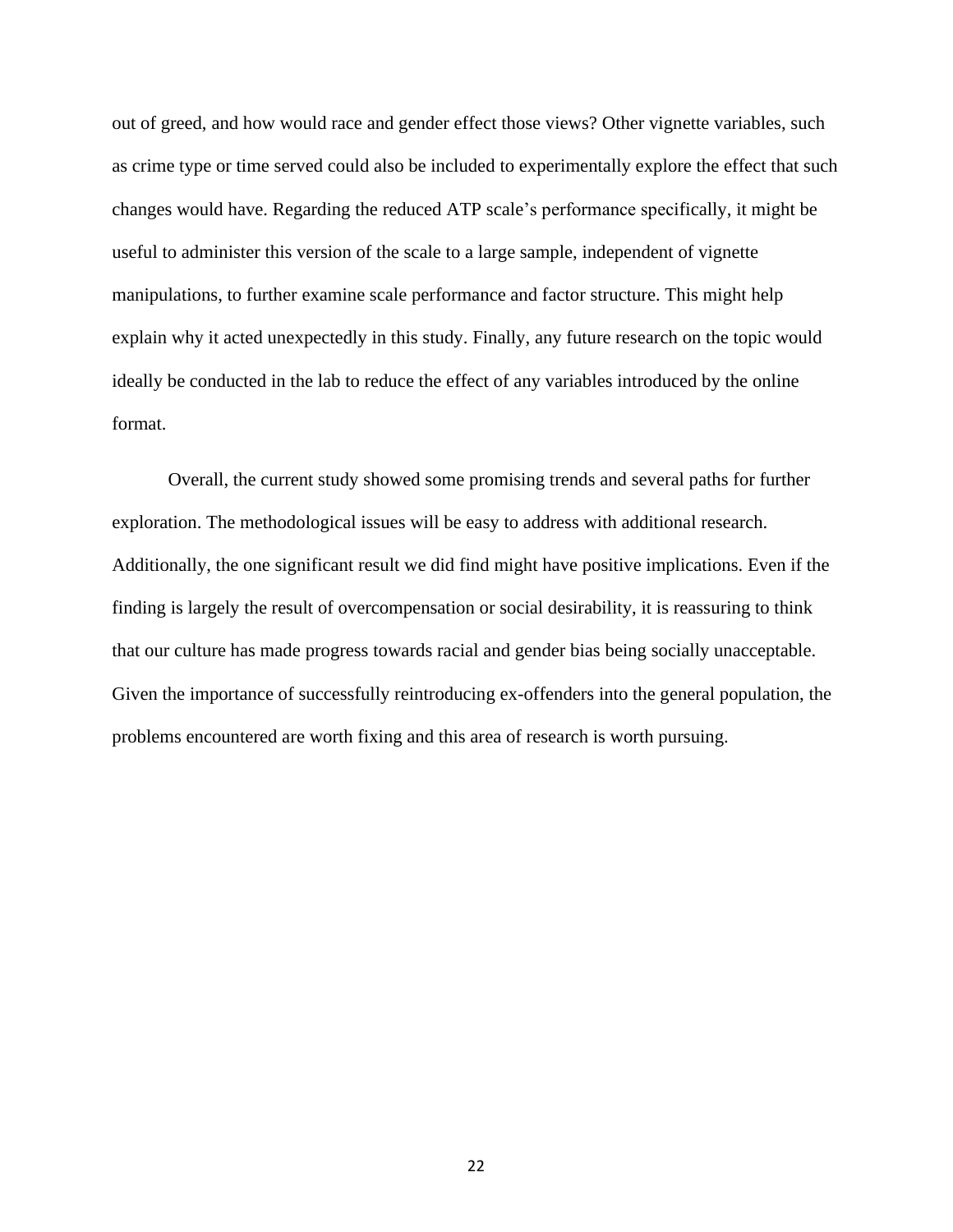out of greed, and how would race and gender effect those views? Other vignette variables, such as crime type or time served could also be included to experimentally explore the effect that such changes would have. Regarding the reduced ATP scale's performance specifically, it might be useful to administer this version of the scale to a large sample, independent of vignette manipulations, to further examine scale performance and factor structure. This might help explain why it acted unexpectedly in this study. Finally, any future research on the topic would ideally be conducted in the lab to reduce the effect of any variables introduced by the online format.

Overall, the current study showed some promising trends and several paths for further exploration. The methodological issues will be easy to address with additional research. Additionally, the one significant result we did find might have positive implications. Even if the finding is largely the result of overcompensation or social desirability, it is reassuring to think that our culture has made progress towards racial and gender bias being socially unacceptable. Given the importance of successfully reintroducing ex-offenders into the general population, the problems encountered are worth fixing and this area of research is worth pursuing.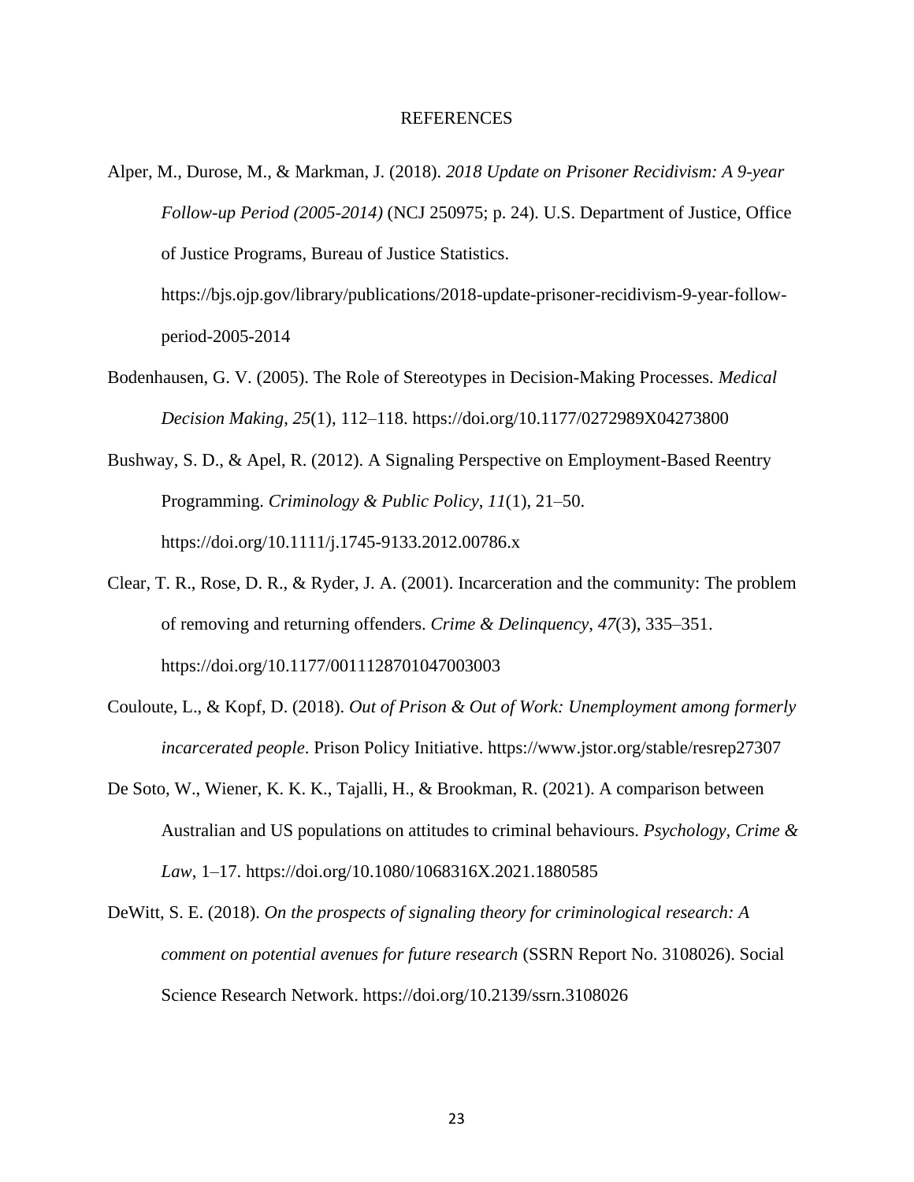# REFERENCES

Alper, M., Durose, M., & Markman, J. (2018). *2018 Update on Prisoner Recidivism: A 9-year Follow-up Period (2005-2014)* (NCJ 250975; p. 24). U.S. Department of Justice, Office of Justice Programs, Bureau of Justice Statistics. https://bjs.ojp.gov/library/publications/2018-update-prisoner-recidivism-9-year-follow-period-2005-2014

Bodenhausen, G. V. (2005). The Role of Stereotypes in Decision-Making Processes. *Medical Decision Making*, *25*(1), 112–118. https://doi.org/10.1177/0272989X04273800

Bushway, S. D., & Apel, R. (2012). A Signaling Perspective on Employment-Based Reentry Programming. *Criminology & Public Policy*, *11*(1), 21–50. https://doi.org/10.1111/j.1745-9133.2012.00786.x

Clear, T. R., Rose, D. R., & Ryder, J. A. (2001). Incarceration and the community: The problem of removing and returning offenders. *Crime & Delinquency*, *47*(3), 335–351. https://doi.org/10.1177/0011128701047003003

Couloute, L., & Kopf, D. (2018). *Out of Prison & Out of Work: Unemployment among formerly incarcerated people*. Prison Policy Initiative. https://www.jstor.org/stable/resrep27307

De Soto, W., Wiener, K. K. K., Tajalli, H., & Brookman, R. (2021). A comparison between Australian and US populations on attitudes to criminal behaviours. *Psychology, Crime & Law*, 1–17. https://doi.org/10.1080/1068316X.2021.1880585

DeWitt, S. E. (2018). *On the prospects of signaling theory for criminological research: A comment on potential avenues for future research* (SSRN Report No. 3108026). Social Science Research Network. https://doi.org/10.2139/ssrn.3108026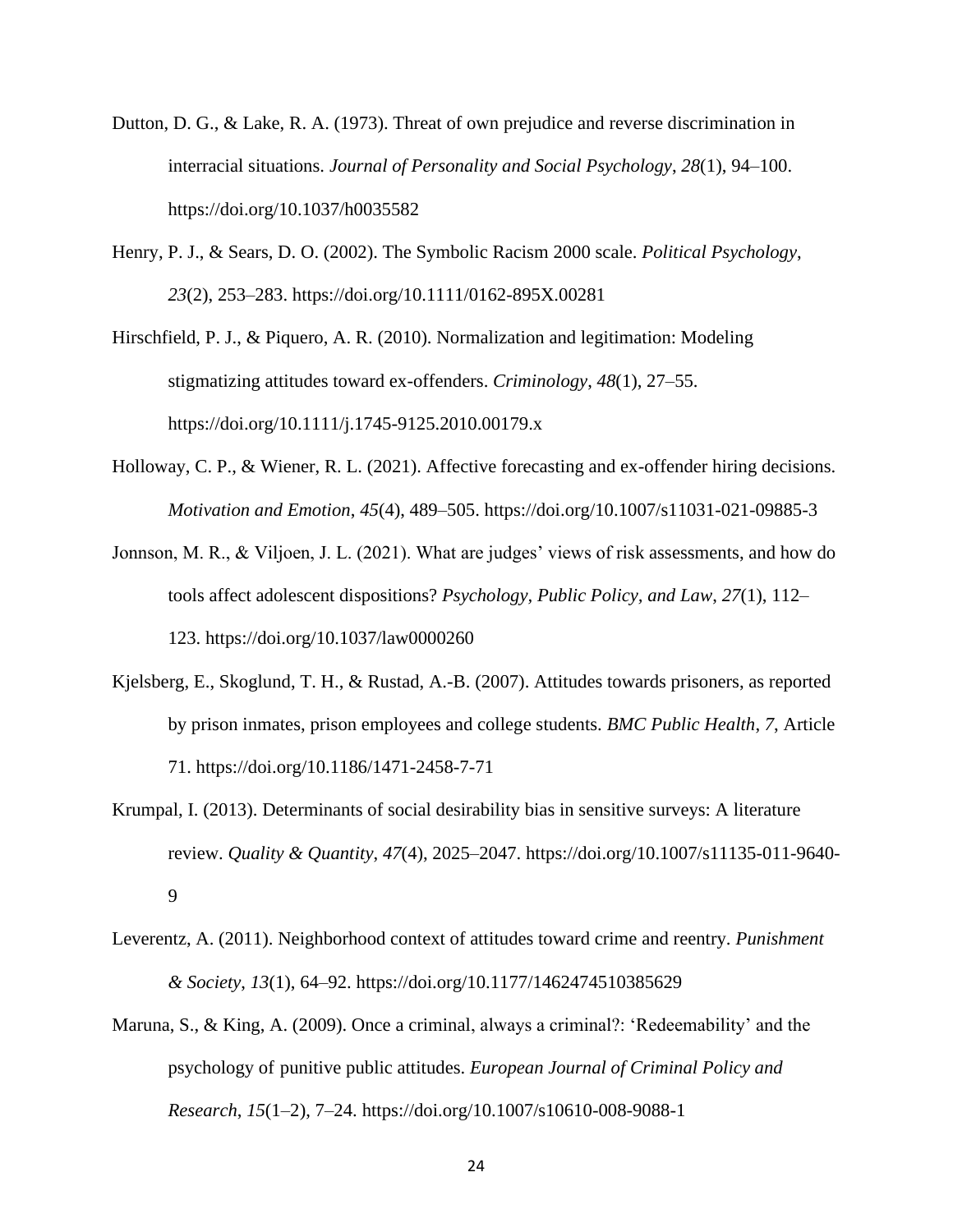Dutton, D. G., & Lake, R. A. (1973). Threat of own prejudice and reverse discrimination in interracial situations. *Journal of Personality and Social Psychology*, *28*(1), 94–100. https://doi.org/10.1037/h0035582

Henry, P. J., & Sears, D. O. (2002). The Symbolic Racism 2000 scale. *Political Psychology*, *23*(2), 253–283. https://doi.org/10.1111/0162-895X.00281

Hirschfield, P. J., & Piquero, A. R. (2010). Normalization and legitimation: Modeling stigmatizing attitudes toward ex-offenders. *Criminology*, *48*(1), 27–55. https://doi.org/10.1111/j.1745-9125.2010.00179.x

Holloway, C. P., & Wiener, R. L. (2021). Affective forecasting and ex-offender hiring decisions. *Motivation and Emotion*, *45*(4), 489–505. https://doi.org/10.1007/s11031-021-09885-3

Jonnson, M. R., & Viljoen, J. L. (2021). What are judges' views of risk assessments, and how do tools affect adolescent dispositions? *Psychology, Public Policy, and Law*, *27*(1), 112–123. https://doi.org/10.1037/law0000260

Kjelsberg, E., Skoglund, T. H., & Rustad, A.-B. (2007). Attitudes towards prisoners, as reported by prison inmates, prison employees and college students. *BMC Public Health*, *7*, Article 71. https://doi.org/10.1186/1471-2458-7-71

Krumpal, I. (2013). Determinants of social desirability bias in sensitive surveys: A literature review. *Quality & Quantity*, *47*(4), 2025–2047. https://doi.org/10.1007/s11135-011-9640-9

Leverentz, A. (2011). Neighborhood context of attitudes toward crime and reentry. *Punishment & Society*, *13*(1), 64–92. https://doi.org/10.1177/1462474510385629

Maruna, S., & King, A. (2009). Once a criminal, always a criminal?: 'Redeemability' and the psychology of punitive public attitudes. *European Journal of Criminal Policy and Research*, *15*(1–2), 7–24. https://doi.org/10.1007/s10610-008-9088-1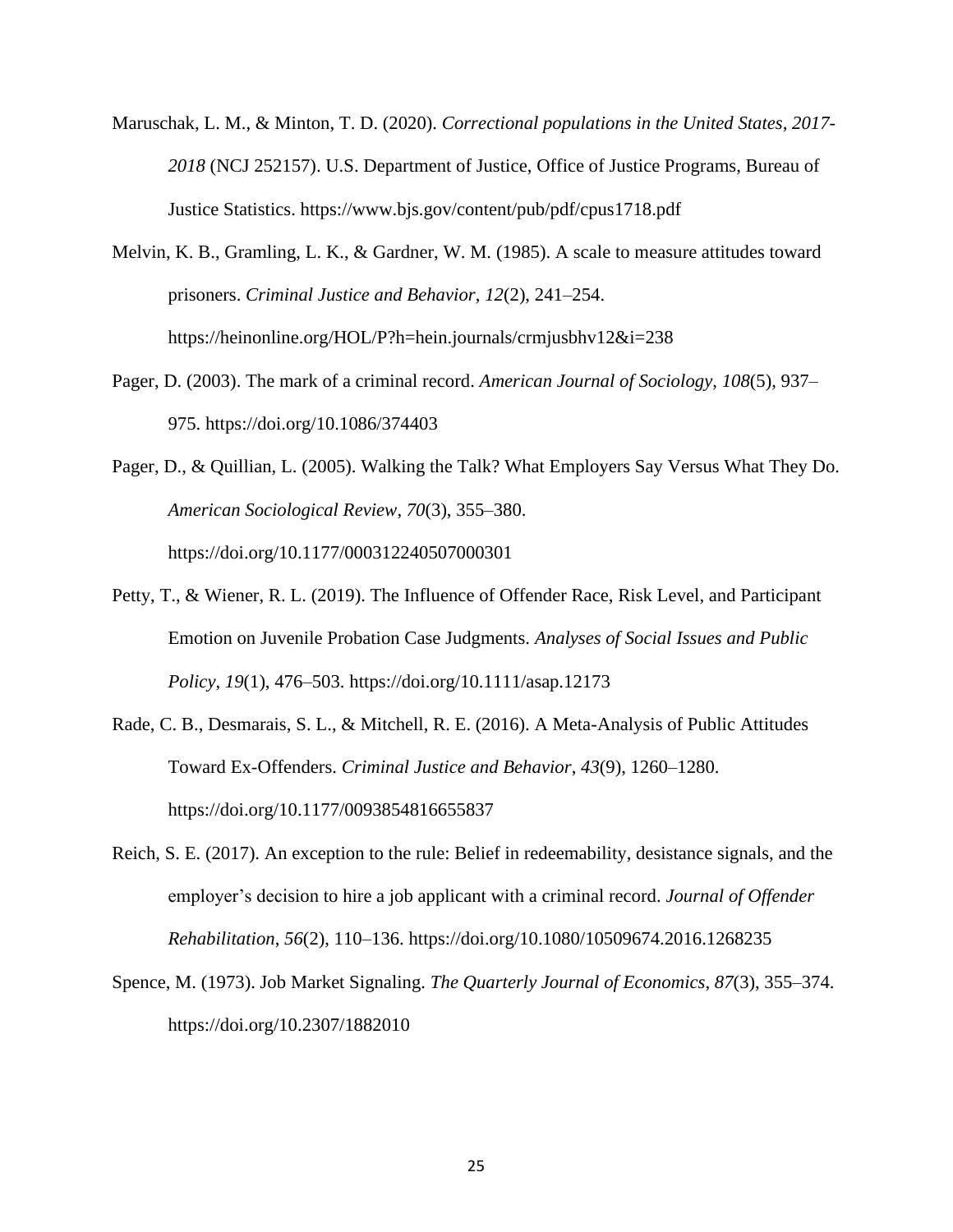Maruschak, L. M., & Minton, T. D. (2020). *Correctional populations in the United States, 2017-2018* (NCJ 252157). U.S. Department of Justice, Office of Justice Programs, Bureau of Justice Statistics. https://www.bjs.gov/content/pub/pdf/cpus1718.pdf

Melvin, K. B., Gramling, L. K., & Gardner, W. M. (1985). A scale to measure attitudes toward prisoners. *Criminal Justice and Behavior*, *12*(2), 241–254. https://heinonline.org/HOL/P?h=hein.journals/crmjusbhv12&i=238

Pager, D. (2003). The mark of a criminal record. *American Journal of Sociology*, *108*(5), 937–975. https://doi.org/10.1086/374403

Pager, D., & Quillian, L. (2005). Walking the Talk? What Employers Say Versus What They Do. *American Sociological Review*, *70*(3), 355–380. https://doi.org/10.1177/000312240507000301

Petty, T., & Wiener, R. L. (2019). The Influence of Offender Race, Risk Level, and Participant Emotion on Juvenile Probation Case Judgments. *Analyses of Social Issues and Public Policy*, *19*(1), 476–503. https://doi.org/10.1111/asap.12173

Rade, C. B., Desmarais, S. L., & Mitchell, R. E. (2016). A Meta-Analysis of Public Attitudes Toward Ex-Offenders. *Criminal Justice and Behavior*, *43*(9), 1260–1280. https://doi.org/10.1177/0093854816655837

Reich, S. E. (2017). An exception to the rule: Belief in redeemability, desistance signals, and the employer's decision to hire a job applicant with a criminal record. *Journal of Offender Rehabilitation*, *56*(2), 110–136. https://doi.org/10.1080/10509674.2016.1268235

Spence, M. (1973). Job Market Signaling. *The Quarterly Journal of Economics*, *87*(3), 355–374. https://doi.org/10.2307/1882010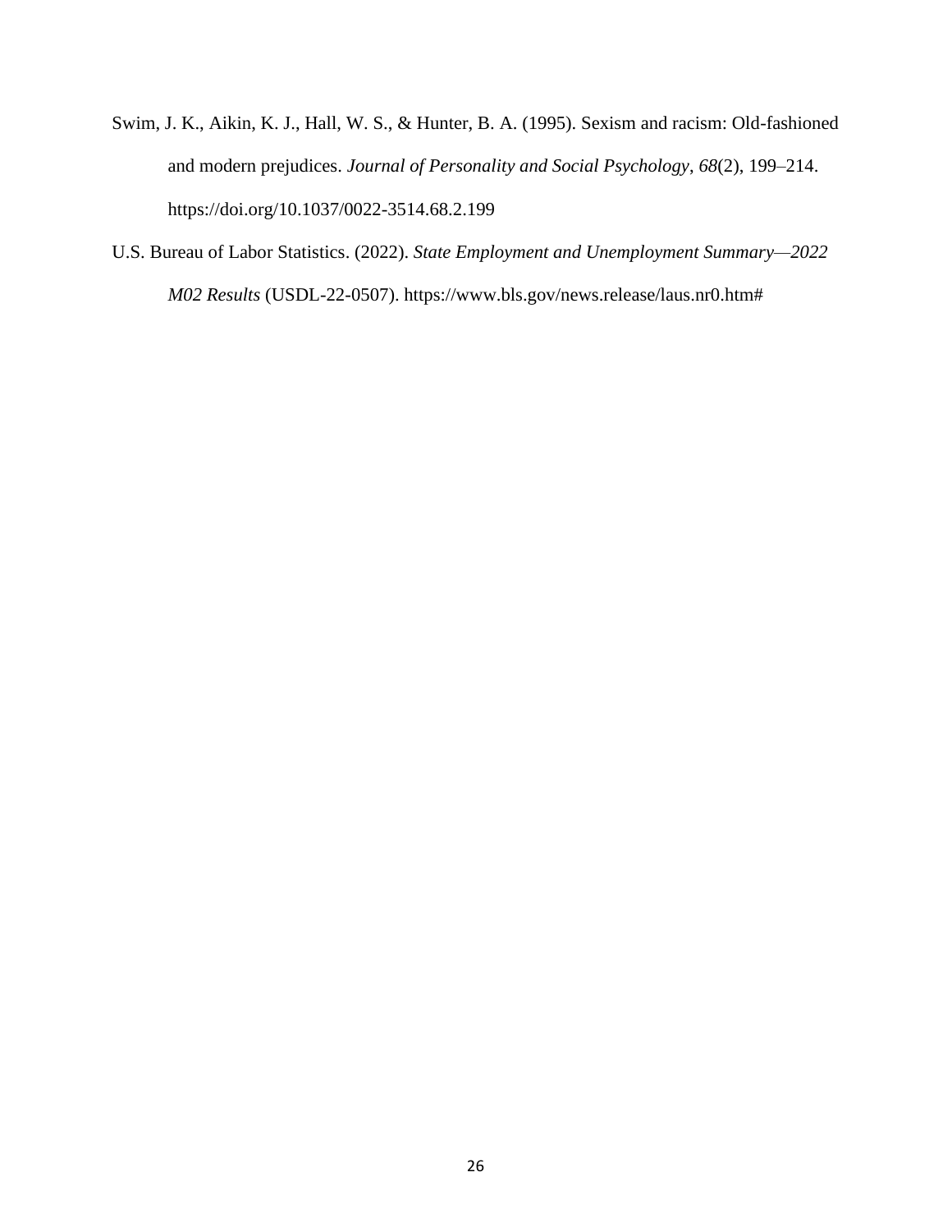Swim, J. K., Aikin, K. J., Hall, W. S., & Hunter, B. A. (1995). Sexism and racism: Old-fashioned and modern prejudices. *Journal of Personality and Social Psychology*, *68*(2), 199–214. https://doi.org/10.1037/0022-3514.68.2.199

U.S. Bureau of Labor Statistics. (2022). *State Employment and Unemployment Summary—2022 M02 Results* (USDL-22-0507). https://www.bls.gov/news.release/laus.nr0.htm#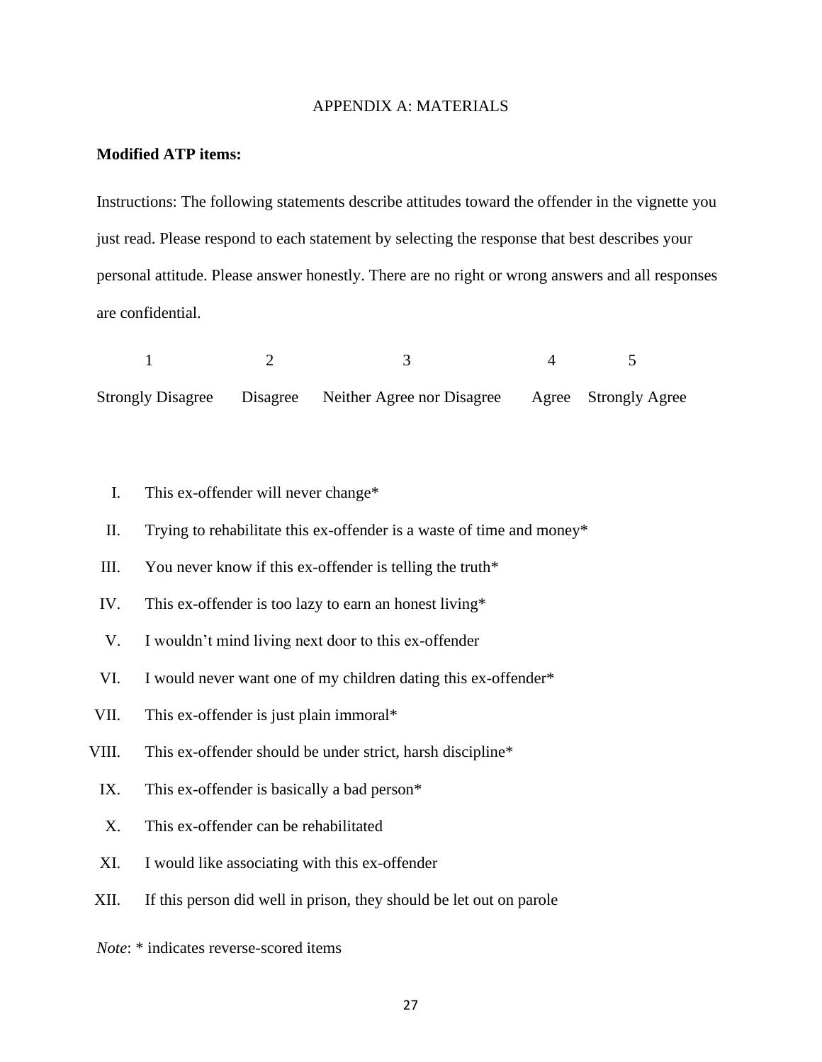# APPENDIX A: MATERIALS

**Modified ATP items:**

Instructions: The following statements describe attitudes toward the offender in the vignette you just read. Please respond to each statement by selecting the response that best describes your personal attitude. Please answer honestly. There are no right or wrong answers and all responses are confidential.

| 1 | 2 | 3 | 4 | 5 |
|---|---|---|---|---|
| Strongly Disagree | Disagree | Neither Agree nor Disagree | Agree | Strongly Agree |

I. This ex-offender will never change*

II. Trying to rehabilitate this ex-offender is a waste of time and money*

III. You never know if this ex-offender is telling the truth*

IV. This ex-offender is too lazy to earn an honest living*

V. I wouldn't mind living next door to this ex-offender

VI. I would never want one of my children dating this ex-offender*

VII. This ex-offender is just plain immoral*

VIII. This ex-offender should be under strict, harsh discipline*

IX. This ex-offender is basically a bad person*

X. This ex-offender can be rehabilitated

XI. I would like associating with this ex-offender

XII. If this person did well in prison, they should be let out on parole

*Note*: * indicates reverse-scored items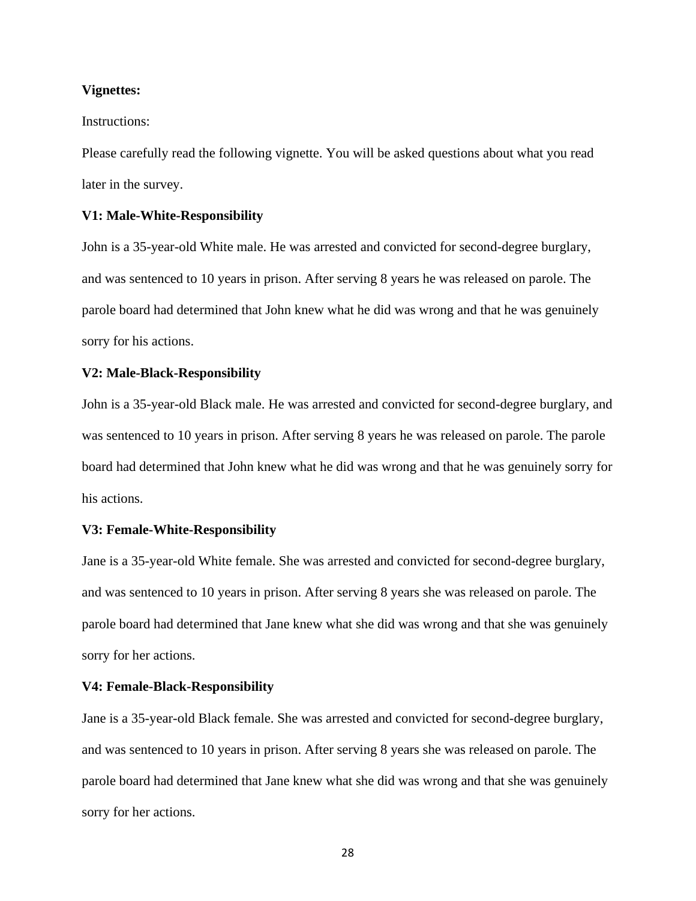**Vignettes:**

Instructions:

Please carefully read the following vignette. You will be asked questions about what you read later in the survey.

**V1: Male-White-Responsibility**

John is a 35-year-old White male. He was arrested and convicted for second-degree burglary, and was sentenced to 10 years in prison. After serving 8 years he was released on parole. The parole board had determined that John knew what he did was wrong and that he was genuinely sorry for his actions.

**V2: Male-Black-Responsibility**

John is a 35-year-old Black male. He was arrested and convicted for second-degree burglary, and was sentenced to 10 years in prison. After serving 8 years he was released on parole. The parole board had determined that John knew what he did was wrong and that he was genuinely sorry for his actions.

**V3: Female-White-Responsibility**

Jane is a 35-year-old White female. She was arrested and convicted for second-degree burglary, and was sentenced to 10 years in prison. After serving 8 years she was released on parole. The parole board had determined that Jane knew what she did was wrong and that she was genuinely sorry for her actions.

**V4: Female-Black-Responsibility**

Jane is a 35-year-old Black female. She was arrested and convicted for second-degree burglary, and was sentenced to 10 years in prison. After serving 8 years she was released on parole. The parole board had determined that Jane knew what she did was wrong and that she was genuinely sorry for her actions.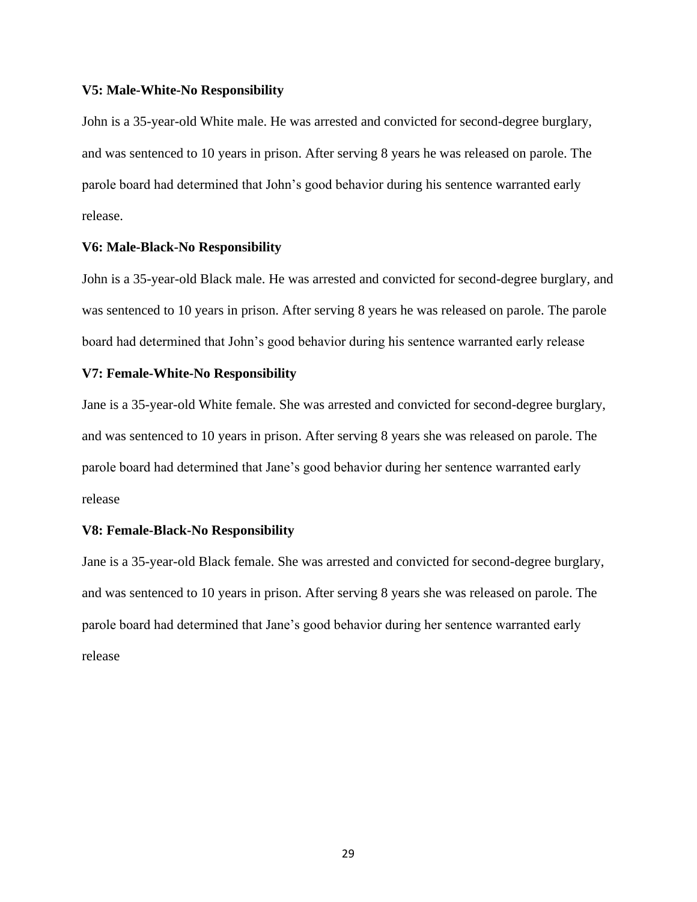**V5: Male-White-No Responsibility**

John is a 35-year-old White male. He was arrested and convicted for second-degree burglary, and was sentenced to 10 years in prison. After serving 8 years he was released on parole. The parole board had determined that John's good behavior during his sentence warranted early release.

**V6: Male-Black-No Responsibility**

John is a 35-year-old Black male. He was arrested and convicted for second-degree burglary, and was sentenced to 10 years in prison. After serving 8 years he was released on parole. The parole board had determined that John's good behavior during his sentence warranted early release

**V7: Female-White-No Responsibility**

Jane is a 35-year-old White female. She was arrested and convicted for second-degree burglary, and was sentenced to 10 years in prison. After serving 8 years she was released on parole. The parole board had determined that Jane's good behavior during her sentence warranted early release

**V8: Female-Black-No Responsibility**

Jane is a 35-year-old Black female. She was arrested and convicted for second-degree burglary, and was sentenced to 10 years in prison. After serving 8 years she was released on parole. The parole board had determined that Jane's good behavior during her sentence warranted early release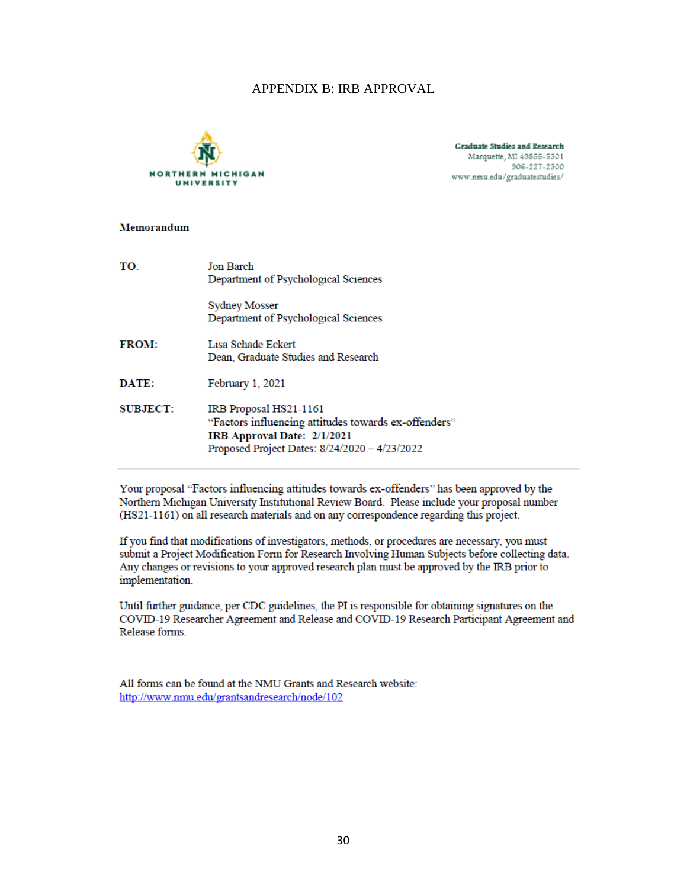# APPENDIX B: IRB APPROVAL

NORTHERN MICHIGAN UNIVERSITY

**Graduate Studies and Research**
Marquette, MI 49855-5301
906-227-2300
www.nmu.edu/graduatestudies/

**Memorandum**

| | |
|---|---|
| **TO**: | Jon Barch<br>Department of Psychological Sciences<br><br>Sydney Mosser<br>Department of Psychological Sciences |
| **FROM:** | Lisa Schade Eckert<br>Dean, Graduate Studies and Research |
| **DATE:** | February 1, 2021 |
| **SUBJECT:** | IRB Proposal HS21-1161<br>"Factors influencing attitudes towards ex-offenders"<br>**IRB Approval Date: 2/1/2021**<br>Proposed Project Dates: 8/24/2020 – 4/23/2022 |

---

Your proposal "Factors influencing attitudes towards ex-offenders" has been approved by the Northern Michigan University Institutional Review Board. Please include your proposal number (HS21-1161) on all research materials and on any correspondence regarding this project.

If you find that modifications of investigators, methods, or procedures are necessary, you must submit a Project Modification Form for Research Involving Human Subjects before collecting data. Any changes or revisions to your approved research plan must be approved by the IRB prior to implementation.

Until further guidance, per CDC guidelines, the PI is responsible for obtaining signatures on the COVID-19 Researcher Agreement and Release and COVID-19 Research Participant Agreement and Release forms.

All forms can be found at the NMU Grants and Research website:
http://www.nmu.edu/grantsandresearch/node/102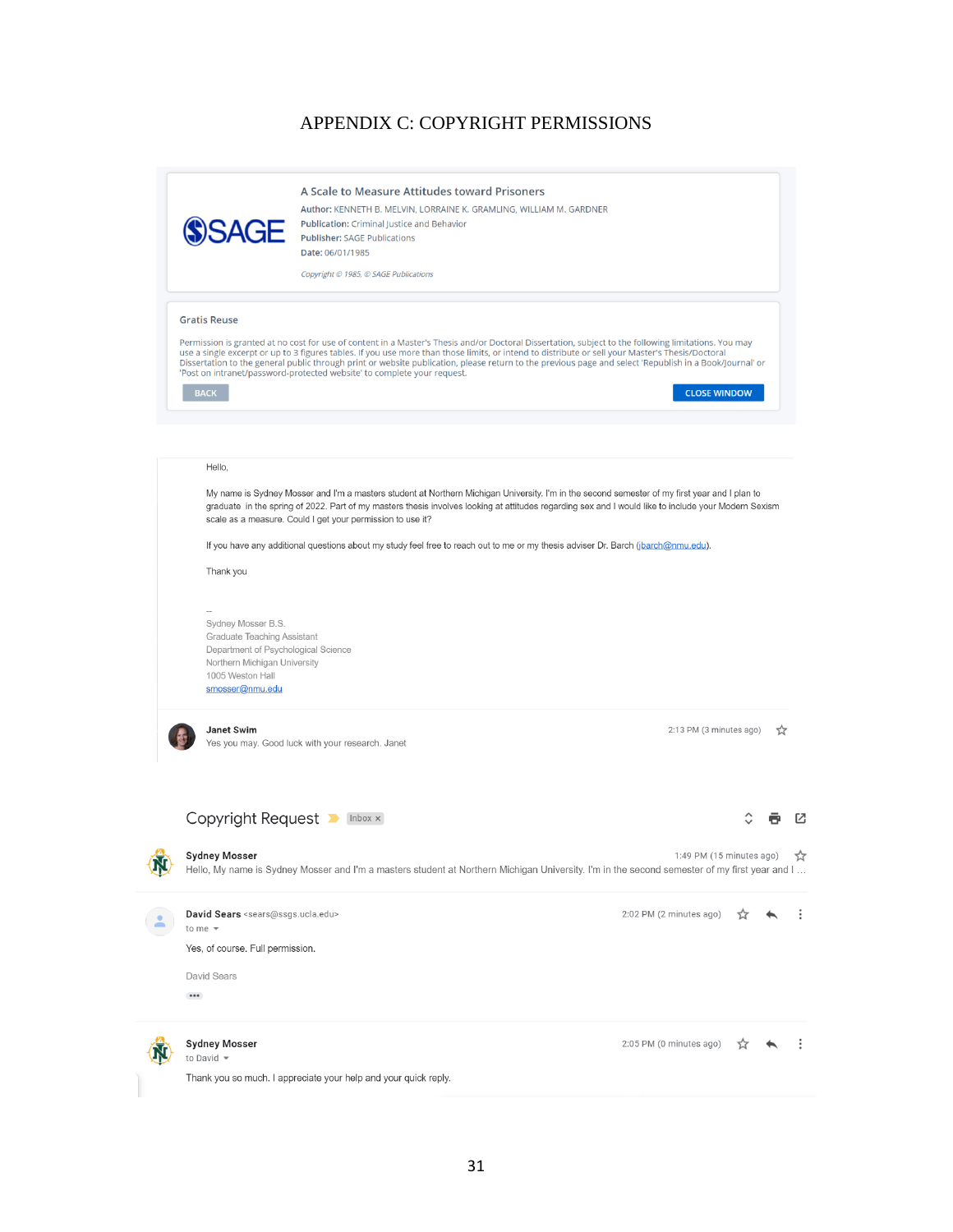# APPENDIX C: COPYRIGHT PERMISSIONS

SAGE

**A Scale to Measure Attitudes toward Prisoners**

**Author:** KENNETH B. MELVIN, LORRAINE K. GRAMLING, WILLIAM M. GARDNER

**Publication:** Criminal Justice and Behavior

**Publisher:** SAGE Publications

**Date:** 06/01/1985

*Copyright © 1985, © SAGE Publications*

Gratis Reuse

Permission is granted at no cost for use of content in a Master's Thesis and/or Doctoral Dissertation, subject to the following limitations. You may use a single excerpt or up to 3 figures tables. If you use more than those limits, or intend to distribute or sell your Master's Thesis/Doctoral Dissertation to the general public through print or website publication, please return to the previous page and select 'Republish in a Book/Journal' or 'Post on intranet/password-protected website' to complete your request.

BACK | CLOSE WINDOW

Hello,

My name is Sydney Mosser and I'm a masters student at Northern Michigan University. I'm in the second semester of my first year and I plan to graduate in the spring of 2022. Part of my masters thesis involves looking at attitudes regarding sex and I would like to include your Modern Sexism scale as a measure. Could I get your permission to use it?

If you have any additional questions about my study feel free to reach out to me or my thesis adviser Dr. Barch (jbarch@nmu.edu).

Thank you

--
Sydney Mosser B.S.
Graduate Teaching Assistant
Department of Psychological Science
Northern Michigan University
1005 Weston Hall
smosser@nmu.edu

**Janet Swim** — 2:13 PM (3 minutes ago)

Yes you may. Good luck with your research. Janet

## Copyright Request

Inbox

**Sydney Mosser** — 1:49 PM (15 minutes ago)

Hello, My name is Sydney Mosser and I'm a masters student at Northern Michigan University. I'm in the second semester of my first year and I ...

**David Sears** <sears@ssgs.ucla.edu> — 2:02 PM (2 minutes ago)

to me

Yes, of course. Full permission.

David Sears

**Sydney Mosser** — 2:05 PM (0 minutes ago)

to David

Thank you so much. I appreciate your help and your quick reply.